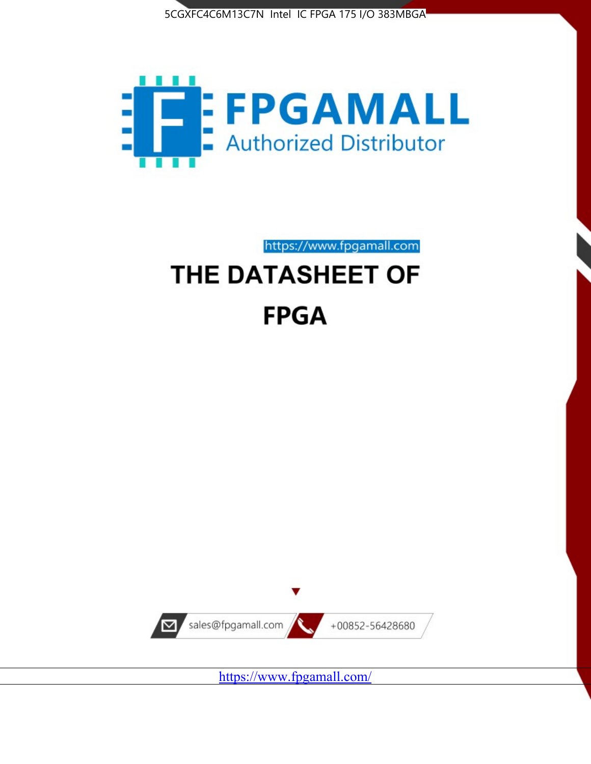5CGXFC4C6M13C7N Intel IC FPGA 175 I/O 383MBGA

FPGAMALL

Authorized Distributor

https://www.fpgamall.com

# THE DATASHEET OF

# FPGA

sales@fpgamall.com

+00852-56428680

https://www.fpgamall.com/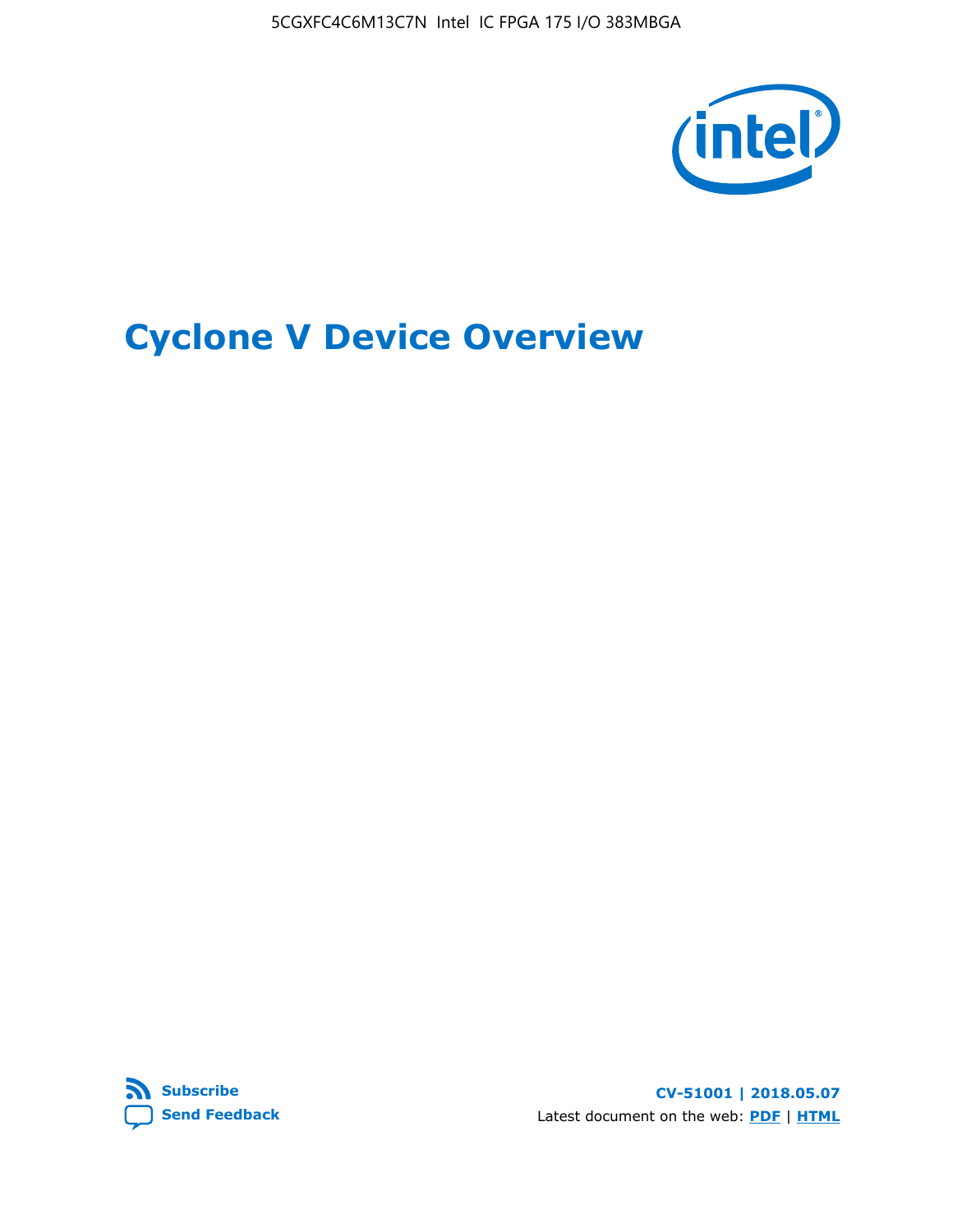# Cyclone V Device Overview

**Subscribe**

**Send Feedback**

**CV-51001 | 2018.05.07**

Latest document on the web: **PDF** | **HTML**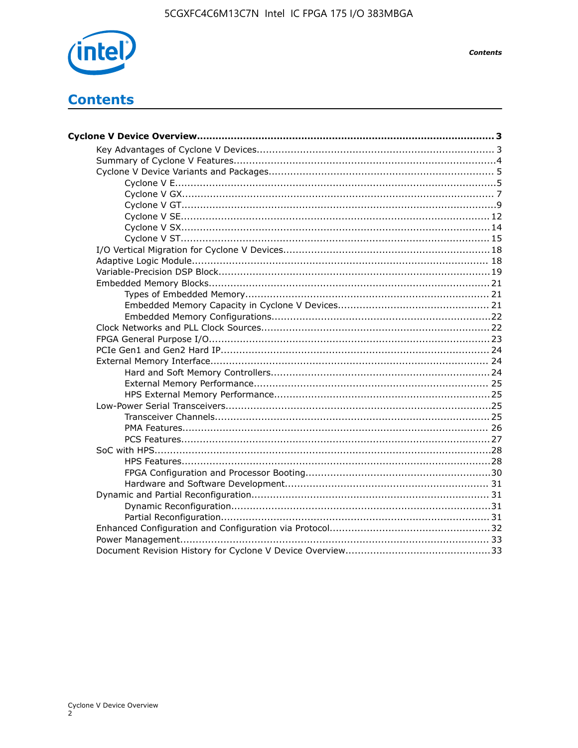# Contents

**Cyclone V Device Overview................................................................................................ 3**

- Key Advantages of Cyclone V Devices............................................................................ 3
- Summary of Cyclone V Features.................................................................................... 4
- Cyclone V Device Variants and Packages......................................................................... 5
  - Cyclone V E.......................................................................................................5
  - Cyclone V GX..................................................................................................... 7
  - Cyclone V GT......................................................................................................9
  - Cyclone V SE.................................................................................................... 12
  - Cyclone V SX.................................................................................................... 14
  - Cyclone V ST.................................................................................................... 15
- I/O Vertical Migration for Cyclone V Devices.................................................................. 18
- Adaptive Logic Module................................................................................................ 18
- Variable-Precision DSP Block........................................................................................ 19
- Embedded Memory Blocks.......................................................................................... 21
  - Types of Embedded Memory.............................................................................. 21
  - Embedded Memory Capacity in Cyclone V Devices................................................. 21
  - Embedded Memory Configurations......................................................................22
- Clock Networks and PLL Clock Sources......................................................................... 22
- FPGA General Purpose I/O.......................................................................................... 23
- PCIe Gen1 and Gen2 Hard IP...................................................................................... 24
- External Memory Interface.......................................................................................... 24
  - Hard and Soft Memory Controllers...................................................................... 24
  - External Memory Performance............................................................................ 25
  - HPS External Memory Performance..................................................................... 25
- Low-Power Serial Transceivers.....................................................................................25
  - Transceiver Channels........................................................................................ 25
  - PMA Features................................................................................................... 26
  - PCS Features................................................................................................... 27
- SoC with HPS.............................................................................................................28
  - HPS Features................................................................................................... 28
  - FPGA Configuration and Processor Booting...........................................................30
  - Hardware and Software Development................................................................. 31
- Dynamic and Partial Reconfiguration............................................................................ 31
  - Dynamic Reconfiguration...................................................................................31
  - Partial Reconfiguration...................................................................................... 31
- Enhanced Configuration and Configuration via Protocol...................................................32
- Power Management................................................................................................... 33
- Document Revision History for Cyclone V Device Overview...............................................33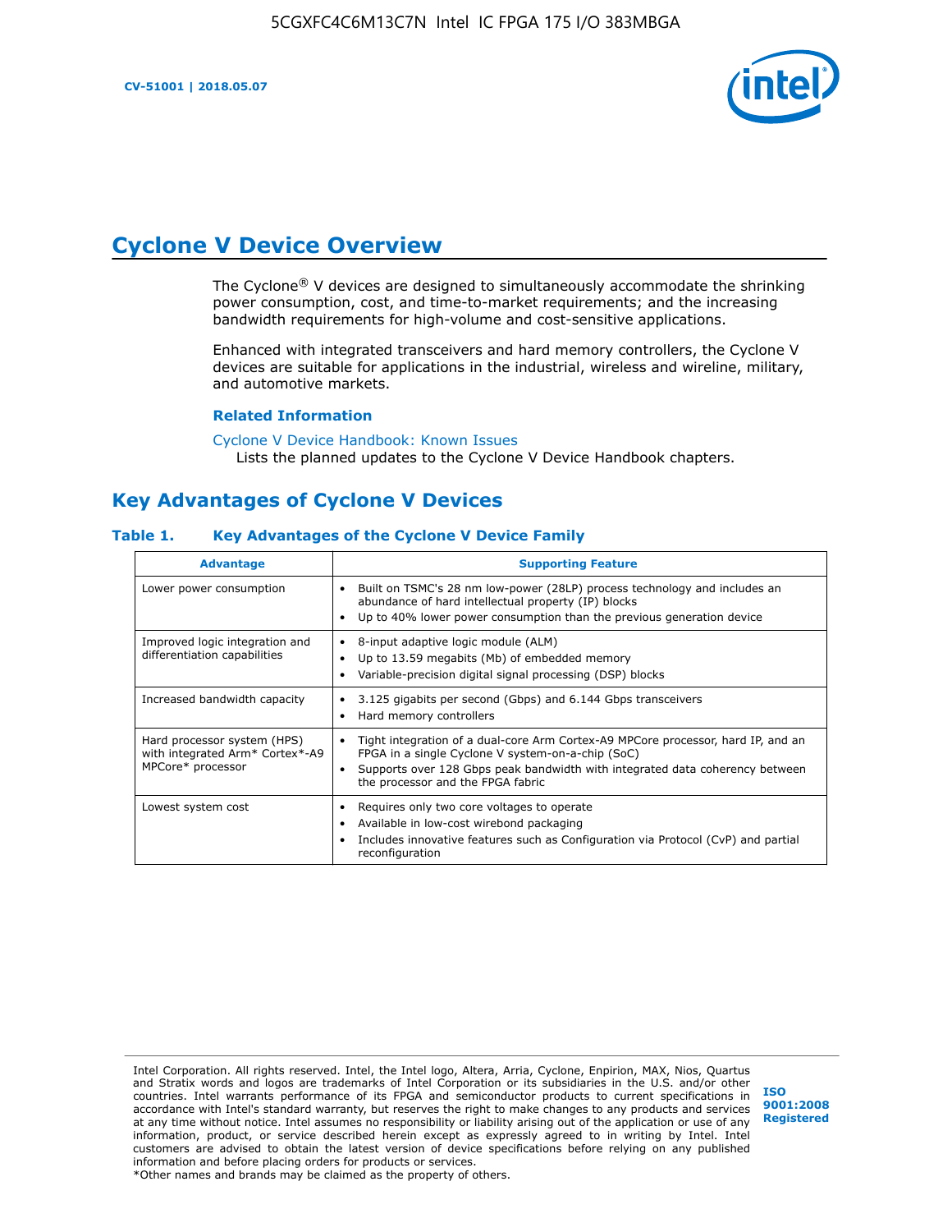# Cyclone V Device Overview

The Cyclone® V devices are designed to simultaneously accommodate the shrinking power consumption, cost, and time-to-market requirements; and the increasing bandwidth requirements for high-volume and cost-sensitive applications.

Enhanced with integrated transceivers and hard memory controllers, the Cyclone V devices are suitable for applications in the industrial, wireless and wireline, military, and automotive markets.

**Related Information**

Cyclone V Device Handbook: Known Issues
Lists the planned updates to the Cyclone V Device Handbook chapters.

## Key Advantages of Cyclone V Devices

**Table 1. Key Advantages of the Cyclone V Device Family**

| Advantage | Supporting Feature |
|---|---|
| Lower power consumption | • Built on TSMC's 28 nm low-power (28LP) process technology and includes an abundance of hard intellectual property (IP) blocks<br>• Up to 40% lower power consumption than the previous generation device |
| Improved logic integration and differentiation capabilities | • 8-input adaptive logic module (ALM)<br>• Up to 13.59 megabits (Mb) of embedded memory<br>• Variable-precision digital signal processing (DSP) blocks |
| Increased bandwidth capacity | • 3.125 gigabits per second (Gbps) and 6.144 Gbps transceivers<br>• Hard memory controllers |
| Hard processor system (HPS) with integrated Arm* Cortex*-A9 MPCore* processor | • Tight integration of a dual-core Arm Cortex-A9 MPCore processor, hard IP, and an FPGA in a single Cyclone V system-on-a-chip (SoC)<br>• Supports over 128 Gbps peak bandwidth with integrated data coherency between the processor and the FPGA fabric |
| Lowest system cost | • Requires only two core voltages to operate<br>• Available in low-cost wirebond packaging<br>• Includes innovative features such as Configuration via Protocol (CvP) and partial reconfiguration |

Intel Corporation. All rights reserved. Intel, the Intel logo, Altera, Arria, Cyclone, Enpirion, MAX, Nios, Quartus and Stratix words and logos are trademarks of Intel Corporation or its subsidiaries in the U.S. and/or other countries. Intel warrants performance of its FPGA and semiconductor products to current specifications in accordance with Intel's standard warranty, but reserves the right to make changes to any products and services at any time without notice. Intel assumes no responsibility or liability arising out of the application or use of any information, product, or service described herein except as expressly agreed to in writing by Intel. Intel customers are advised to obtain the latest version of device specifications before relying on any published information and before placing orders for products or services.
*Other names and brands may be claimed as the property of others.

ISO 9001:2008 Registered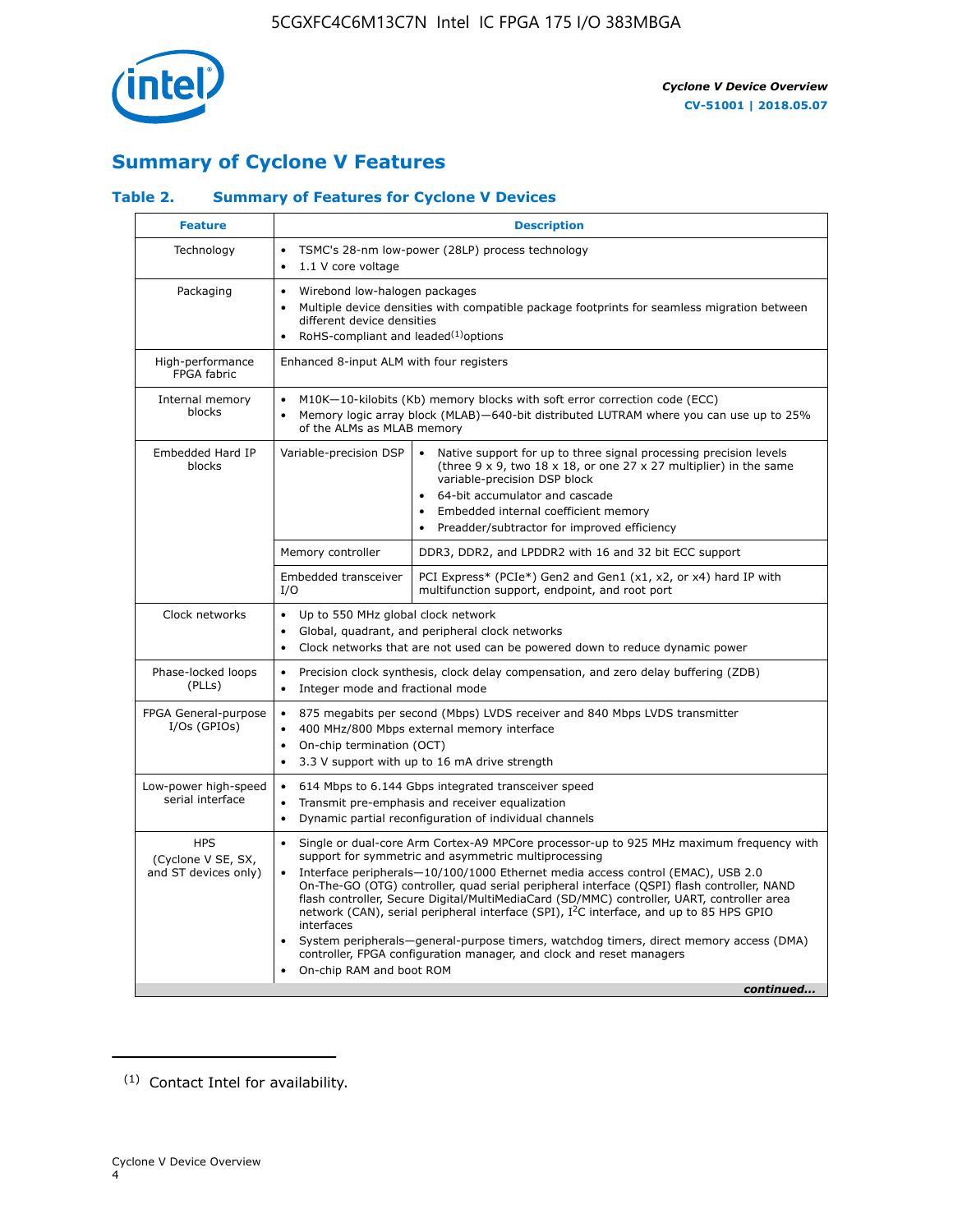## Summary of Cyclone V Features

### Table 2. Summary of Features for Cyclone V Devices

| Feature | Description | |
|---|---|---|
| Technology | • TSMC's 28-nm low-power (28LP) process technology<br>• 1.1 V core voltage | |
| Packaging | • Wirebond low-halogen packages<br>• Multiple device densities with compatible package footprints for seamless migration between different device densities<br>• RoHS-compliant and leaded[(1)] options | |
| High-performance FPGA fabric | Enhanced 8-input ALM with four registers | |
| Internal memory blocks | • M10K—10-kilobits (Kb) memory blocks with soft error correction code (ECC)<br>• Memory logic array block (MLAB)—640-bit distributed LUTRAM where you can use up to 25% of the ALMs as MLAB memory | |
| Embedded Hard IP blocks | Variable-precision DSP | • Native support for up to three signal processing precision levels (three 9 x 9, two 18 x 18, or one 27 x 27 multiplier) in the same variable-precision DSP block<br>• 64-bit accumulator and cascade<br>• Embedded internal coefficient memory<br>• Preadder/subtractor for improved efficiency |
| | Memory controller | DDR3, DDR2, and LPDDR2 with 16 and 32 bit ECC support |
| | Embedded transceiver I/O | PCI Express* (PCIe*) Gen2 and Gen1 (x1, x2, or x4) hard IP with multifunction support, endpoint, and root port |
| Clock networks | • Up to 550 MHz global clock network<br>• Global, quadrant, and peripheral clock networks<br>• Clock networks that are not used can be powered down to reduce dynamic power | |
| Phase-locked loops (PLLs) | • Precision clock synthesis, clock delay compensation, and zero delay buffering (ZDB)<br>• Integer mode and fractional mode | |
| FPGA General-purpose I/Os (GPIOs) | • 875 megabits per second (Mbps) LVDS receiver and 840 Mbps LVDS transmitter<br>• 400 MHz/800 Mbps external memory interface<br>• On-chip termination (OCT)<br>• 3.3 V support with up to 16 mA drive strength | |
| Low-power high-speed serial interface | • 614 Mbps to 6.144 Gbps integrated transceiver speed<br>• Transmit pre-emphasis and receiver equalization<br>• Dynamic partial reconfiguration of individual channels | |
| HPS (Cyclone V SE, SX, and ST devices only) | • Single or dual-core Arm Cortex-A9 MPCore processor-up to 925 MHz maximum frequency with support for symmetric and asymmetric multiprocessing<br>• Interface peripherals—10/100/1000 Ethernet media access control (EMAC), USB 2.0 On-The-GO (OTG) controller, quad serial peripheral interface (QSPI) flash controller, NAND flash controller, Secure Digital/MultiMediaCard (SD/MMC) controller, UART, controller area network (CAN), serial peripheral interface (SPI), I²C interface, and up to 85 HPS GPIO interfaces<br>• System peripherals—general-purpose timers, watchdog timers, direct memory access (DMA) controller, FPGA configuration manager, and clock and reset managers<br>• On-chip RAM and boot ROM | |

*continued...*

(1) Contact Intel for availability.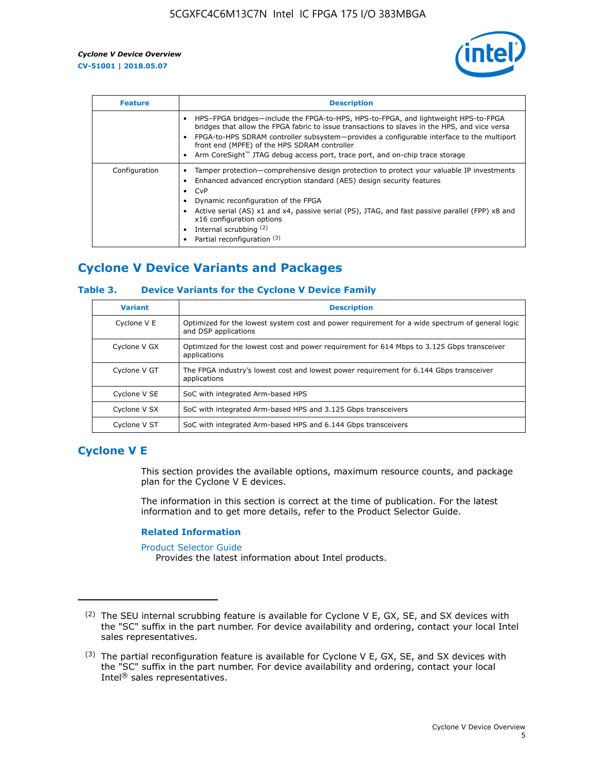| Feature | Description |
| --- | --- |
| | • HPS–FPGA bridges—include the FPGA-to-HPS, HPS-to-FPGA, and lightweight HPS-to-FPGA bridges that allow the FPGA fabric to issue transactions to slaves in the HPS, and vice versa<br>• FPGA-to-HPS SDRAM controller subsystem—provides a configurable interface to the multiport front end (MPFE) of the HPS SDRAM controller<br>• Arm CoreSight™ JTAG debug access port, trace port, and on-chip trace storage |
| Configuration | • Tamper protection—comprehensive design protection to protect your valuable IP investments<br>• Enhanced advanced encryption standard (AES) design security features<br>• CvP<br>• Dynamic reconfiguration of the FPGA<br>• Active serial (AS) x1 and x4, passive serial (PS), JTAG, and fast passive parallel (FPP) x8 and x16 configuration options<br>• Internal scrubbing [(2)]<br>• Partial reconfiguration [(3)] |

## Cyclone V Device Variants and Packages

### Table 3. Device Variants for the Cyclone V Device Family

| Variant | Description |
| --- | --- |
| Cyclone V E | Optimized for the lowest system cost and power requirement for a wide spectrum of general logic and DSP applications |
| Cyclone V GX | Optimized for the lowest cost and power requirement for 614 Mbps to 3.125 Gbps transceiver applications |
| Cyclone V GT | The FPGA industry's lowest cost and lowest power requirement for 6.144 Gbps transceiver applications |
| Cyclone V SE | SoC with integrated Arm-based HPS |
| Cyclone V SX | SoC with integrated Arm-based HPS and 3.125 Gbps transceivers |
| Cyclone V ST | SoC with integrated Arm-based HPS and 6.144 Gbps transceivers |

## Cyclone V E

This section provides the available options, maximum resource counts, and package plan for the Cyclone V E devices.

The information in this section is correct at the time of publication. For the latest information and to get more details, refer to the Product Selector Guide.

### Related Information

Product Selector Guide
Provides the latest information about Intel products.

---

(2) The SEU internal scrubbing feature is available for Cyclone V E, GX, SE, and SX devices with the "SC" suffix in the part number. For device availability and ordering, contact your local Intel sales representatives.

(3) The partial reconfiguration feature is available for Cyclone V E, GX, SE, and SX devices with the "SC" suffix in the part number. For device availability and ordering, contact your local Intel® sales representatives.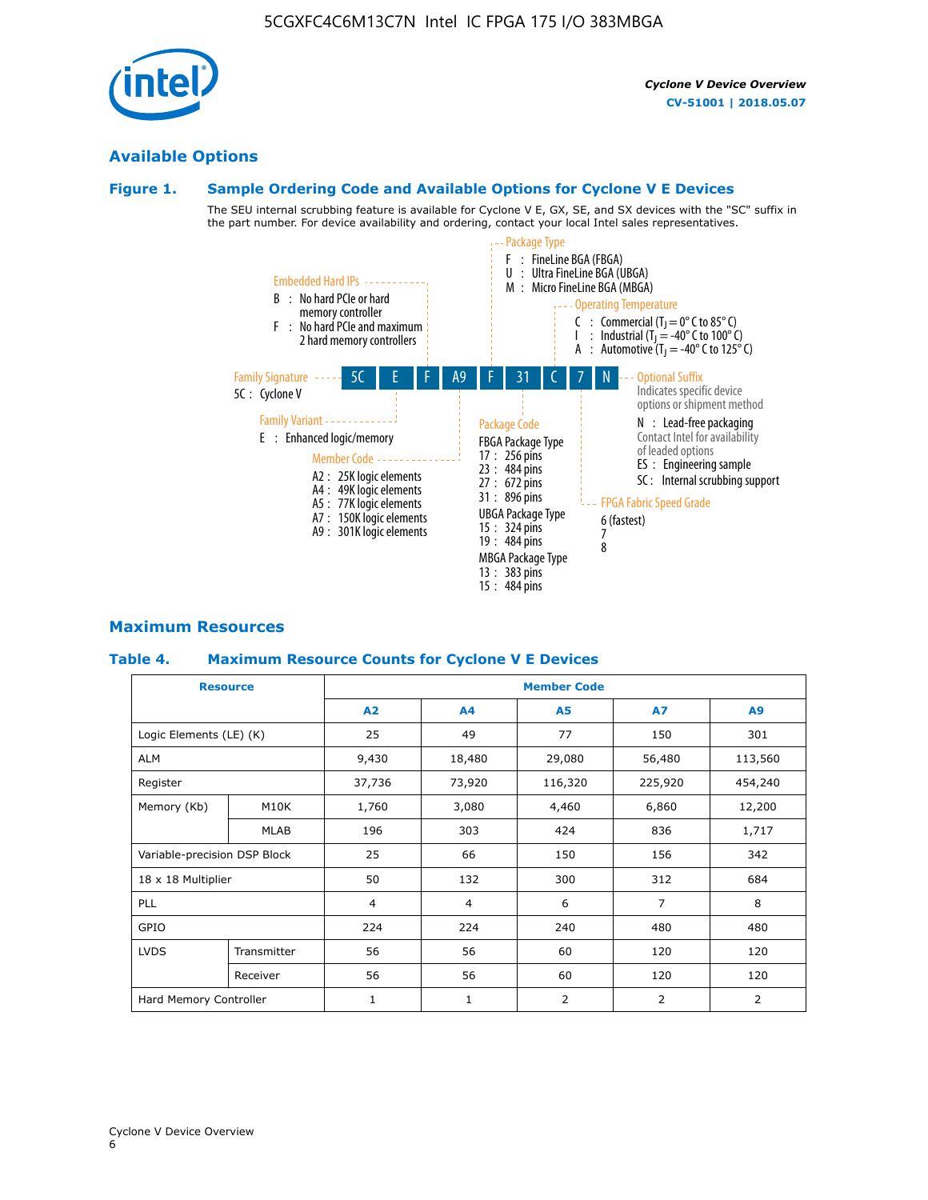## Available Options

### Figure 1. Sample Ordering Code and Available Options for Cyclone V E Devices

The SEU internal scrubbing feature is available for Cyclone V E, GX, SE, and SX devices with the "SC" suffix in the part number. For device availability and ordering, contact your local Intel sales representatives.

**5C E F A9 F 31 C 7 N**

- **Family Signature**
  - 5C : Cyclone V
- **Family Variant**
  - E : Enhanced logic/memory
- **Embedded Hard IPs**
  - B : No hard PCIe or hard memory controller
  - F : No hard PCIe and maximum 2 hard memory controllers
- **Member Code**
  - A2 : 25K logic elements
  - A4 : 49K logic elements
  - A5 : 77K logic elements
  - A7 : 150K logic elements
  - A9 : 301K logic elements
- **Package Type**
  - F : FineLine BGA (FBGA)
  - U : Ultra FineLine BGA (UBGA)
  - M : Micro FineLine BGA (MBGA)
- **Package Code**
  - FBGA Package Type
    - 17 : 256 pins
    - 23 : 484 pins
    - 27 : 672 pins
    - 31 : 896 pins
  - UBGA Package Type
    - 15 : 324 pins
    - 19 : 484 pins
  - MBGA Package Type
    - 13 : 383 pins
    - 15 : 484 pins
- **Operating Temperature**
  - C : Commercial ($T_J$ = 0° C to 85° C)
  - I : Industrial ($T_J$ = -40° C to 100° C)
  - A : Automotive ($T_J$ = -40° C to 125° C)
- **FPGA Fabric Speed Grade**
  - 6 (fastest)
  - 7
  - 8
- **Optional Suffix**
  Indicates specific device options or shipment method
  - N : Lead-free packaging
    Contact Intel for availability of leaded options
  - ES : Engineering sample
  - SC : Internal scrubbing support

## Maximum Resources

### Table 4. Maximum Resource Counts for Cyclone V E Devices

| Resource | | Member Code | | | | |
|---|---|---|---|---|---|---|
| | | A2 | A4 | A5 | A7 | A9 |
| Logic Elements (LE) (K) | | 25 | 49 | 77 | 150 | 301 |
| ALM | | 9,430 | 18,480 | 29,080 | 56,480 | 113,560 |
| Register | | 37,736 | 73,920 | 116,320 | 225,920 | 454,240 |
| Memory (Kb) | M10K | 1,760 | 3,080 | 4,460 | 6,860 | 12,200 |
| | MLAB | 196 | 303 | 424 | 836 | 1,717 |
| Variable-precision DSP Block | | 25 | 66 | 150 | 156 | 342 |
| 18 x 18 Multiplier | | 50 | 132 | 300 | 312 | 684 |
| PLL | | 4 | 4 | 6 | 7 | 8 |
| GPIO | | 224 | 224 | 240 | 480 | 480 |
| LVDS | Transmitter | 56 | 56 | 60 | 120 | 120 |
| | Receiver | 56 | 56 | 60 | 120 | 120 |
| Hard Memory Controller | | 1 | 1 | 2 | 2 | 2 |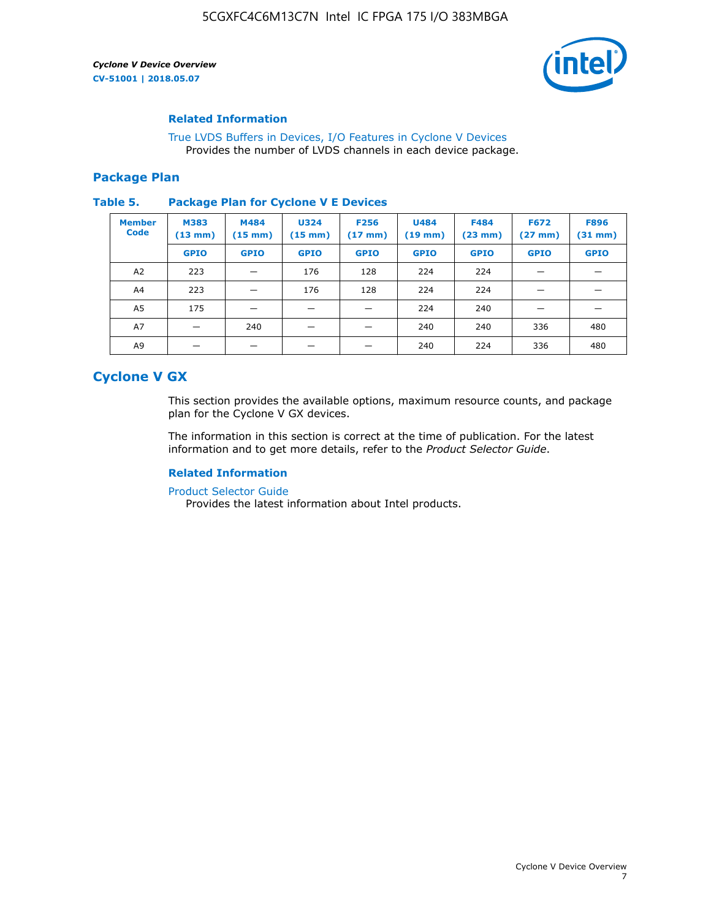### Related Information

True LVDS Buffers in Devices, I/O Features in Cyclone V Devices
Provides the number of LVDS channels in each device package.

## Package Plan

**Table 5. Package Plan for Cyclone V E Devices**

| Member Code | M383 (13 mm) | M484 (15 mm) | U324 (15 mm) | F256 (17 mm) | U484 (19 mm) | F484 (23 mm) | F672 (27 mm) | F896 (31 mm) |
|---|---|---|---|---|---|---|---|---|
| | GPIO | GPIO | GPIO | GPIO | GPIO | GPIO | GPIO | GPIO |
| A2 | 223 | — | 176 | 128 | 224 | 224 | — | — |
| A4 | 223 | — | 176 | 128 | 224 | 224 | — | — |
| A5 | 175 | — | — | — | 224 | 240 | — | — |
| A7 | — | 240 | — | — | 240 | 240 | 336 | 480 |
| A9 | — | — | — | — | 240 | 224 | 336 | 480 |

# Cyclone V GX

This section provides the available options, maximum resource counts, and package plan for the Cyclone V GX devices.

The information in this section is correct at the time of publication. For the latest information and to get more details, refer to the *Product Selector Guide*.

### Related Information

Product Selector Guide
Provides the latest information about Intel products.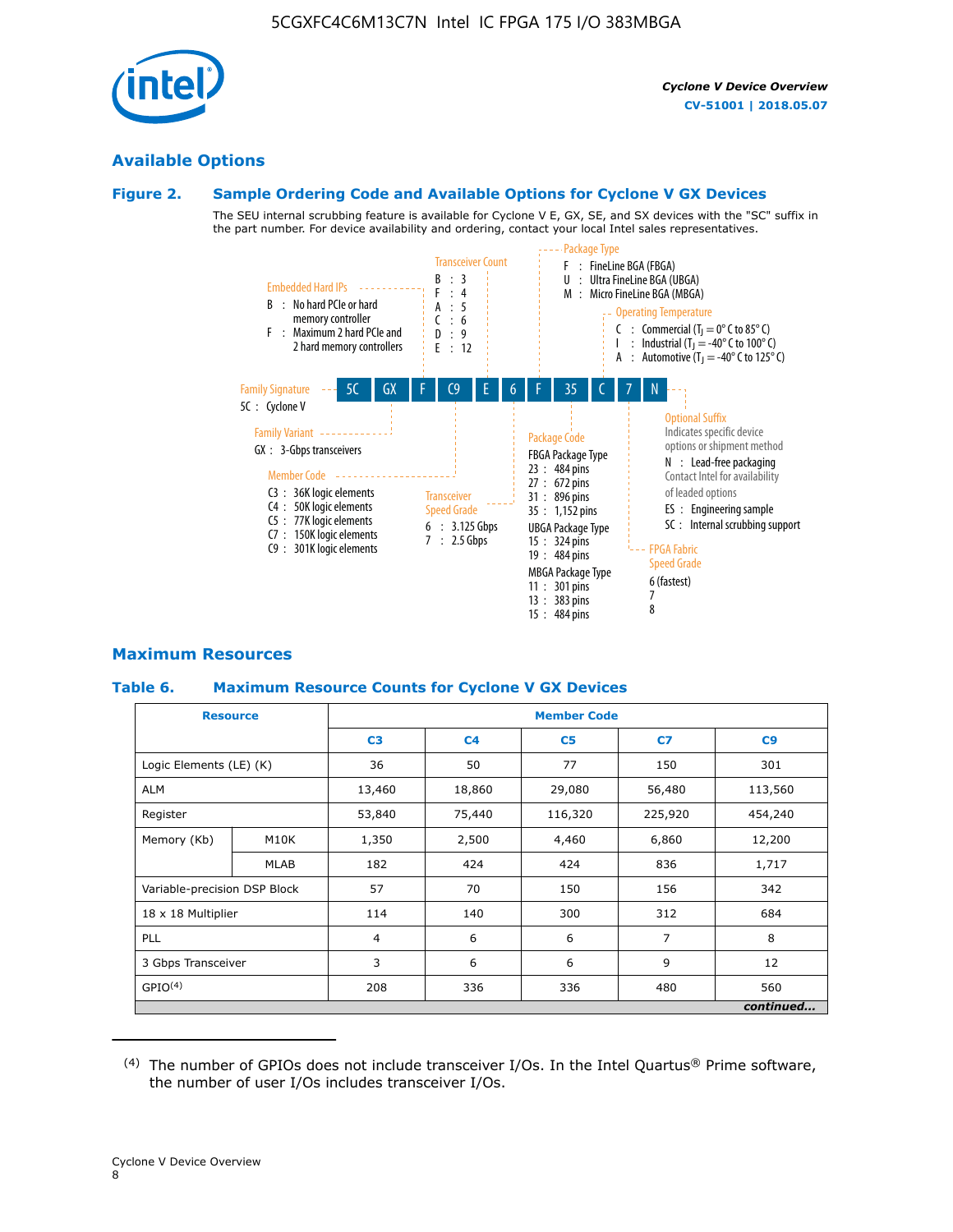## Available Options

### Figure 2. Sample Ordering Code and Available Options for Cyclone V GX Devices

The SEU internal scrubbing feature is available for Cyclone V E, GX, SE, and SX devices with the "SC" suffix in the part number. For device availability and ordering, contact your local Intel sales representatives.

Sample ordering code: 5C GX F C9 E 6 F 35 C 7 N

**Family Signature**
- 5C : Cyclone V

**Family Variant**
- GX : 3-Gbps transceivers

**Embedded Hard IPs**
- B : No hard PCIe or hard memory controller
- F : Maximum 2 hard PCIe and 2 hard memory controllers

**Member Code**
- C3 : 36K logic elements
- C4 : 50K logic elements
- C5 : 77K logic elements
- C7 : 150K logic elements
- C9 : 301K logic elements

**Transceiver Count**
- B : 3
- F : 4
- A : 5
- C : 6
- D : 9
- E : 12

**Transceiver Speed Grade**
- 6 : 3.125 Gbps
- 7 : 2.5 Gbps

**Package Type**
- F : FineLine BGA (FBGA)
- U : Ultra FineLine BGA (UBGA)
- M : Micro FineLine BGA (MBGA)

**Package Code**
- FBGA Package Type
  - 23 : 484 pins
  - 27 : 672 pins
  - 31 : 896 pins
  - 35 : 1,152 pins
- UBGA Package Type
  - 15 : 324 pins
  - 19 : 484 pins
- MBGA Package Type
  - 11 : 301 pins
  - 13 : 383 pins
  - 15 : 484 pins

**Operating Temperature**
- C : Commercial ($T_J$ = 0° C to 85° C)
- I : Industrial ($T_J$ = -40° C to 100° C)
- A : Automotive ($T_J$ = -40° C to 125° C)

**FPGA Fabric Speed Grade**
- 6 (fastest)
- 7
- 8

**Optional Suffix**

Indicates specific device options or shipment method
- N : Lead-free packaging
  Contact Intel for availability of leaded options
- ES : Engineering sample
- SC : Internal scrubbing support

## Maximum Resources

### Table 6. Maximum Resource Counts for Cyclone V GX Devices

| Resource | | Member Code | | | | |
|---|---|---|---|---|---|---|
| | | C3 | C4 | C5 | C7 | C9 |
| Logic Elements (LE) (K) | | 36 | 50 | 77 | 150 | 301 |
| ALM | | 13,460 | 18,860 | 29,080 | 56,480 | 113,560 |
| Register | | 53,840 | 75,440 | 116,320 | 225,920 | 454,240 |
| Memory (Kb) | M10K | 1,350 | 2,500 | 4,460 | 6,860 | 12,200 |
| | MLAB | 182 | 424 | 424 | 836 | 1,717 |
| Variable-precision DSP Block | | 57 | 70 | 150 | 156 | 342 |
| 18 x 18 Multiplier | | 114 | 140 | 300 | 312 | 684 |
| PLL | | 4 | 6 | 6 | 7 | 8 |
| 3 Gbps Transceiver | | 3 | 6 | 6 | 9 | 12 |
| GPIO[4] | | 208 | 336 | 336 | 480 | 560 |

*continued...*

(4) The number of GPIOs does not include transceiver I/Os. In the Intel Quartus® Prime software, the number of user I/Os includes transceiver I/Os.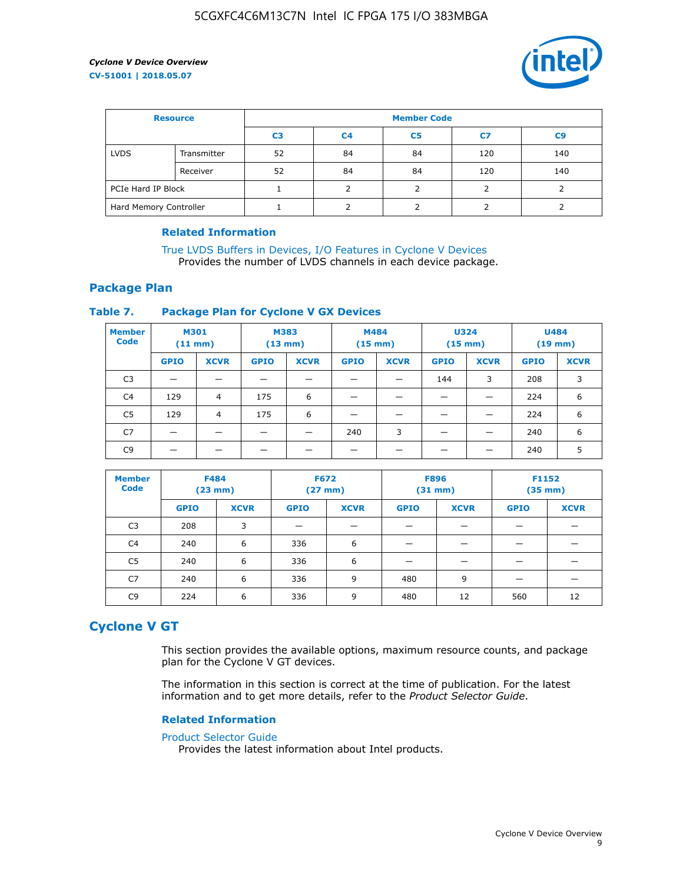| Resource | | Member Code | | | | |
|---|---|---|---|---|---|---|
| | | C3 | C4 | C5 | C7 | C9 |
| LVDS | Transmitter | 52 | 84 | 84 | 120 | 140 |
| | Receiver | 52 | 84 | 84 | 120 | 140 |
| PCIe Hard IP Block | | 1 | 2 | 2 | 2 | 2 |
| Hard Memory Controller | | 1 | 2 | 2 | 2 | 2 |

**Related Information**

True LVDS Buffers in Devices, I/O Features in Cyclone V Devices
Provides the number of LVDS channels in each device package.

## Package Plan

**Table 7. Package Plan for Cyclone V GX Devices**

| Member Code | M301 (11 mm) | | M383 (13 mm) | | M484 (15 mm) | | U324 (15 mm) | | U484 (19 mm) | |
|---|---|---|---|---|---|---|---|---|---|---|
| | GPIO | XCVR | GPIO | XCVR | GPIO | XCVR | GPIO | XCVR | GPIO | XCVR |
| C3 | — | — | — | — | — | — | 144 | 3 | 208 | 3 |
| C4 | 129 | 4 | 175 | 6 | — | — | — | — | 224 | 6 |
| C5 | 129 | 4 | 175 | 6 | — | — | — | — | 224 | 6 |
| C7 | — | — | — | — | 240 | 3 | — | — | 240 | 6 |
| C9 | — | — | — | — | — | — | — | — | 240 | 5 |

| Member Code | F484 (23 mm) | | F672 (27 mm) | | F896 (31 mm) | | F1152 (35 mm) | |
|---|---|---|---|---|---|---|---|---|
| | GPIO | XCVR | GPIO | XCVR | GPIO | XCVR | GPIO | XCVR |
| C3 | 208 | 3 | — | — | — | — | — | — |
| C4 | 240 | 6 | 336 | 6 | — | — | — | — |
| C5 | 240 | 6 | 336 | 6 | — | — | — | — |
| C7 | 240 | 6 | 336 | 9 | 480 | 9 | — | — |
| C9 | 224 | 6 | 336 | 9 | 480 | 12 | 560 | 12 |

# Cyclone V GT

This section provides the available options, maximum resource counts, and package plan for the Cyclone V GT devices.

The information in this section is correct at the time of publication. For the latest information and to get more details, refer to the *Product Selector Guide*.

**Related Information**

Product Selector Guide
Provides the latest information about Intel products.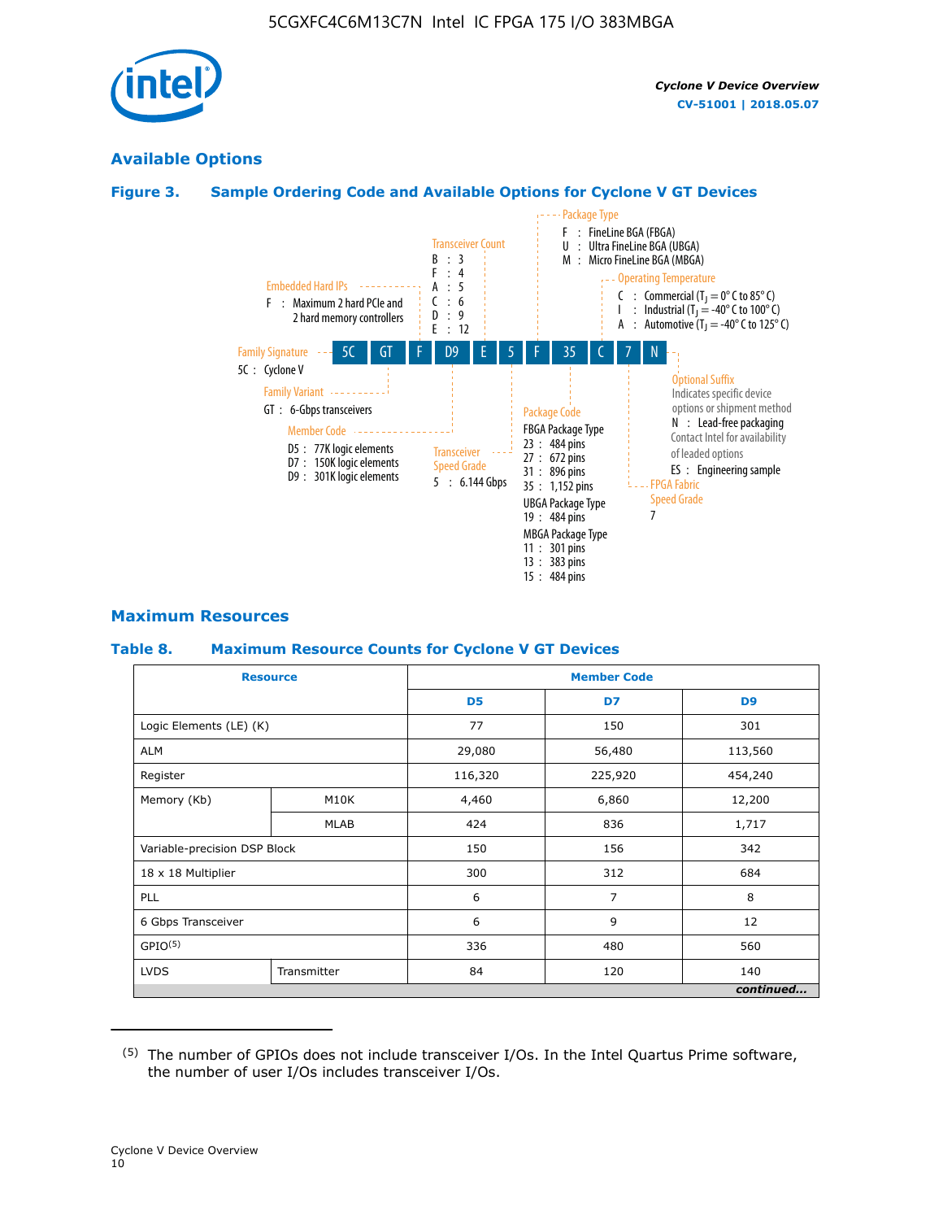## Available Options

### Figure 3. Sample Ordering Code and Available Options for Cyclone V GT Devices

Ordering code example: 5C GT F D9 E 5 F 35 C 7 N

- **Family Signature**
  - 5C : Cyclone V
- **Family Variant**
  - GT : 6-Gbps transceivers
- **Embedded Hard IPs**
  - F : Maximum 2 hard PCIe and 2 hard memory controllers
- **Member Code**
  - D5 : 77K logic elements
  - D7 : 150K logic elements
  - D9 : 301K logic elements
- **Transceiver Count**
  - B : 3
  - F : 4
  - A : 5
  - C : 6
  - D : 9
  - E : 12
- **Transceiver Speed Grade**
  - 5 : 6.144 Gbps
- **Package Type**
  - F : FineLine BGA (FBGA)
  - U : Ultra FineLine BGA (UBGA)
  - M : Micro FineLine BGA (MBGA)
- **Package Code**
  - FBGA Package Type
    - 23 : 484 pins
    - 27 : 672 pins
    - 31 : 896 pins
    - 35 : 1,152 pins
  - UBGA Package Type
    - 19 : 484 pins
  - MBGA Package Type
    - 11 : 301 pins
    - 13 : 383 pins
    - 15 : 484 pins
- **Operating Temperature**
  - C : Commercial ($T_J$ = 0° C to 85° C)
  - I : Industrial ($T_J$ = -40° C to 100° C)
  - A : Automotive ($T_J$ = -40° C to 125° C)
- **FPGA Fabric Speed Grade**
  - 7
- **Optional Suffix**
  - Indicates specific device options or shipment method
  - N : Lead-free packaging. Contact Intel for availability of leaded options
  - ES : Engineering sample

## Maximum Resources

### Table 8. Maximum Resource Counts for Cyclone V GT Devices

| Resource | | Member Code | | |
|---|---|---|---|---|
| | | D5 | D7 | D9 |
| Logic Elements (LE) (K) | | 77 | 150 | 301 |
| ALM | | 29,080 | 56,480 | 113,560 |
| Register | | 116,320 | 225,920 | 454,240 |
| Memory (Kb) | M10K | 4,460 | 6,860 | 12,200 |
| | MLAB | 424 | 836 | 1,717 |
| Variable-precision DSP Block | | 150 | 156 | 342 |
| 18 x 18 Multiplier | | 300 | 312 | 684 |
| PLL | | 6 | 7 | 8 |
| 6 Gbps Transceiver | | 6 | 9 | 12 |
| GPIO[5] | | 336 | 480 | 560 |
| LVDS | Transmitter | 84 | 120 | 140 |

*continued...*

(5) The number of GPIOs does not include transceiver I/Os. In the Intel Quartus Prime software, the number of user I/Os includes transceiver I/Os.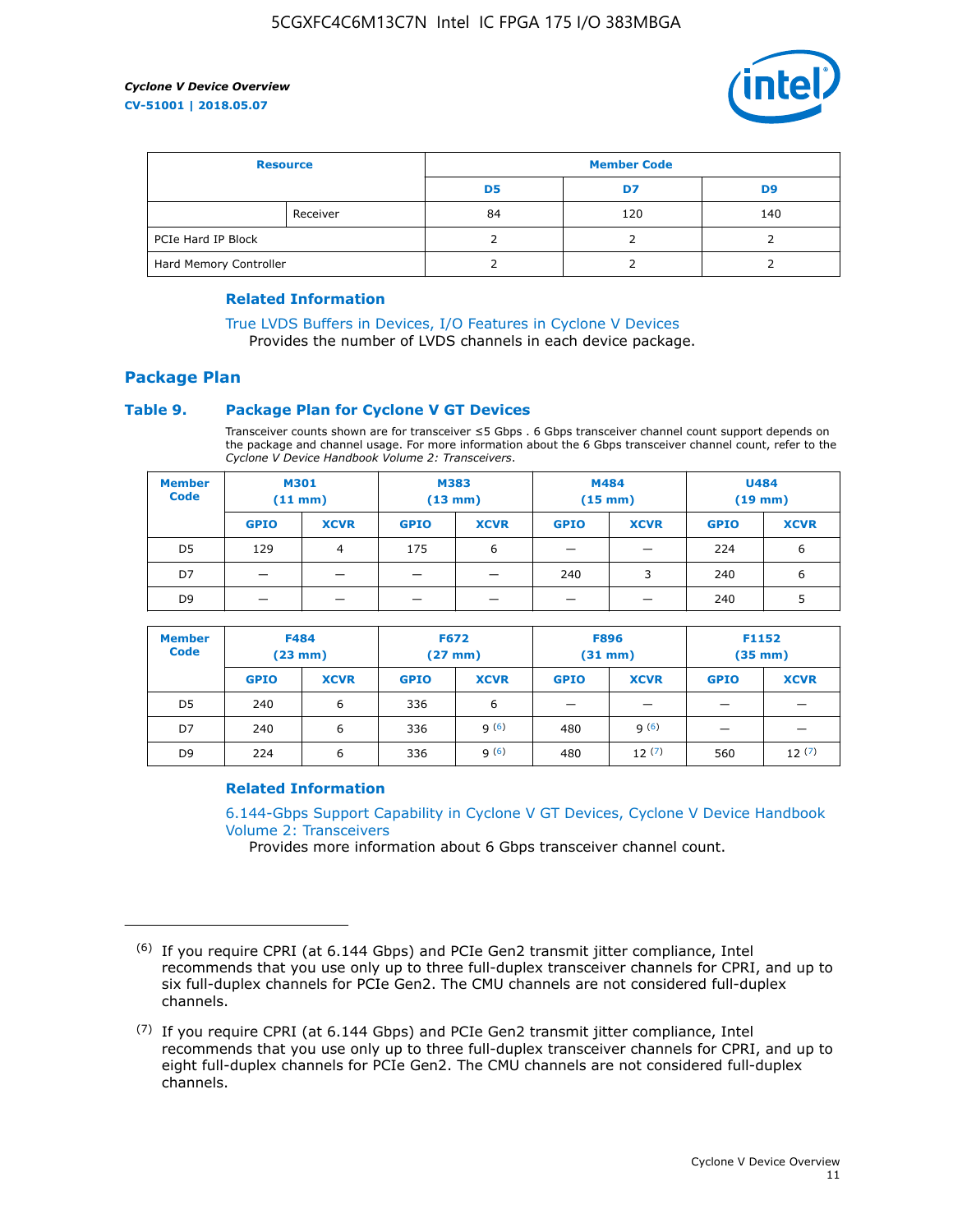| Resource | | Member Code | | |
|---|---|---|---|---|
| | | D5 | D7 | D9 |
| | Receiver | 84 | 120 | 140 |
| PCIe Hard IP Block | | 2 | 2 | 2 |
| Hard Memory Controller | | 2 | 2 | 2 |

### Related Information

True LVDS Buffers in Devices, I/O Features in Cyclone V Devices
Provides the number of LVDS channels in each device package.

## Package Plan

### Table 9. Package Plan for Cyclone V GT Devices

Transceiver counts shown are for transceiver ≤5 Gbps . 6 Gbps transceiver channel count support depends on the package and channel usage. For more information about the 6 Gbps transceiver channel count, refer to the *Cyclone V Device Handbook Volume 2: Transceivers*.

| Member Code | M301 (11 mm) | | M383 (13 mm) | | M484 (15 mm) | | U484 (19 mm) | |
|---|---|---|---|---|---|---|---|---|
| | GPIO | XCVR | GPIO | XCVR | GPIO | XCVR | GPIO | XCVR |
| D5 | 129 | 4 | 175 | 6 | — | — | 224 | 6 |
| D7 | — | — | — | — | 240 | 3 | 240 | 6 |
| D9 | — | — | — | — | — | — | 240 | 5 |

| Member Code | F484 (23 mm) | | F672 (27 mm) | | F896 (31 mm) | | F1152 (35 mm) | |
|---|---|---|---|---|---|---|---|---|
| | GPIO | XCVR | GPIO | XCVR | GPIO | XCVR | GPIO | XCVR |
| D5 | 240 | 6 | 336 | 6 | — | — | — | — |
| D7 | 240 | 6 | 336 | 9 (6) | 480 | 9 (6) | — | — |
| D9 | 224 | 6 | 336 | 9 (6) | 480 | 12 (7) | 560 | 12 (7) |

### Related Information

6.144-Gbps Support Capability in Cyclone V GT Devices, Cyclone V Device Handbook Volume 2: Transceivers
Provides more information about 6 Gbps transceiver channel count.

(6) If you require CPRI (at 6.144 Gbps) and PCIe Gen2 transmit jitter compliance, Intel recommends that you use only up to three full-duplex transceiver channels for CPRI, and up to six full-duplex channels for PCIe Gen2. The CMU channels are not considered full-duplex channels.

(7) If you require CPRI (at 6.144 Gbps) and PCIe Gen2 transmit jitter compliance, Intel recommends that you use only up to three full-duplex transceiver channels for CPRI, and up to eight full-duplex channels for PCIe Gen2. The CMU channels are not considered full-duplex channels.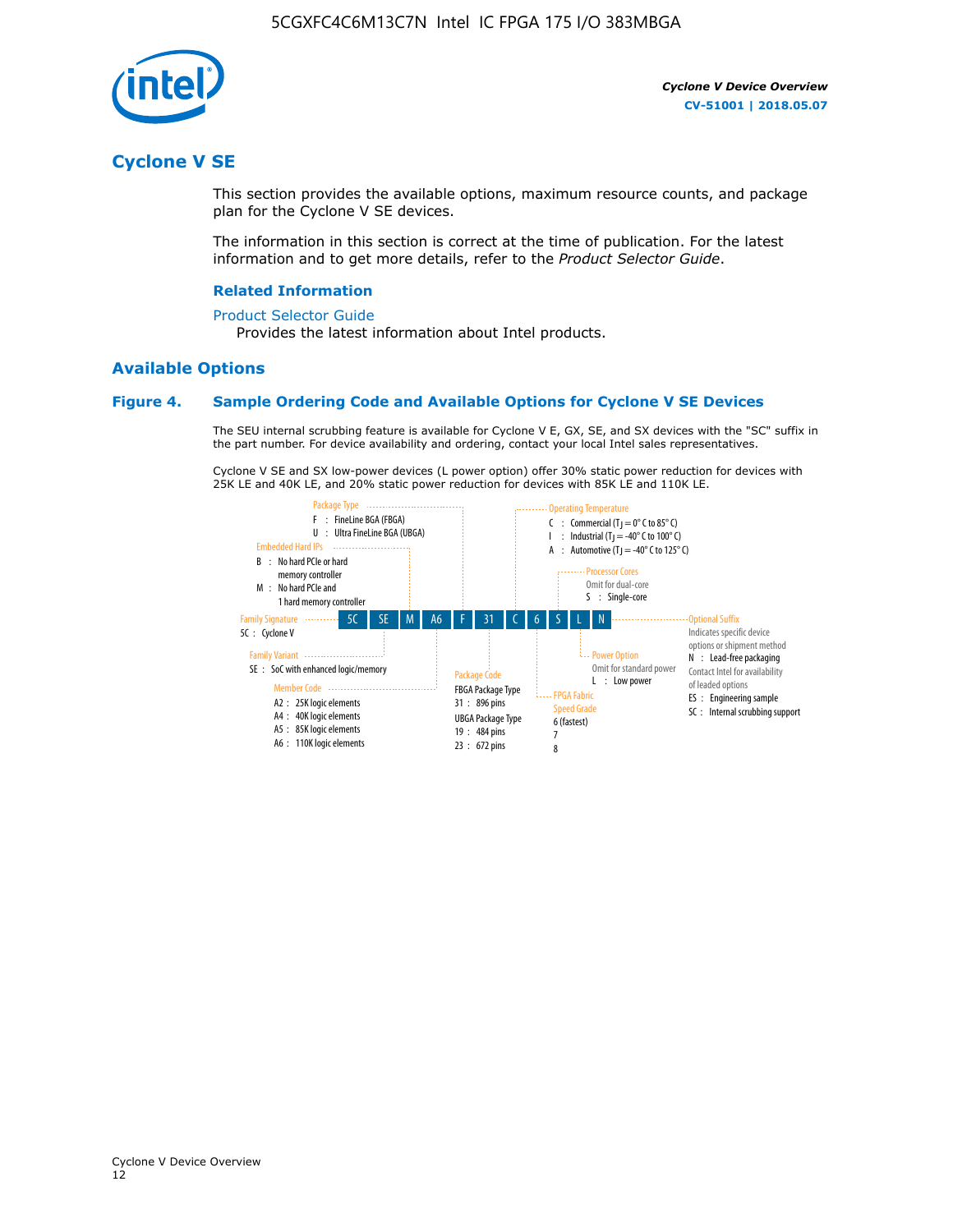# Cyclone V SE

This section provides the available options, maximum resource counts, and package plan for the Cyclone V SE devices.

The information in this section is correct at the time of publication. For the latest information and to get more details, refer to the *Product Selector Guide*.

### Related Information

Product Selector Guide
  Provides the latest information about Intel products.

## Available Options

### Figure 4. Sample Ordering Code and Available Options for Cyclone V SE Devices

The SEU internal scrubbing feature is available for Cyclone V E, GX, SE, and SX devices with the "SC" suffix in the part number. For device availability and ordering, contact your local Intel sales representatives.

Cyclone V SE and SX low-power devices (L power option) offer 30% static power reduction for devices with 25K LE and 40K LE, and 20% static power reduction for devices with 85K LE and 110K LE.

Sample ordering code: 5C SE M A6 F 31 C 6 S L N

- **Family Signature**
  - 5C : Cyclone V
- **Family Variant**
  - SE : SoC with enhanced logic/memory
- **Embedded Hard IPs**
  - B : No hard PCIe or hard memory controller
  - M : No hard PCIe and 1 hard memory controller
- **Member Code**
  - A2 : 25K logic elements
  - A4 : 40K logic elements
  - A5 : 85K logic elements
  - A6 : 110K logic elements
- **Package Type**
  - F : FineLine BGA (FBGA)
  - U : Ultra FineLine BGA (UBGA)
- **Package Code**
  - FBGA Package Type
    - 31 : 896 pins
  - UBGA Package Type
    - 19 : 484 pins
    - 23 : 672 pins
- **Operating Temperature**
  - C : Commercial ($T_J$ = 0° C to 85° C)
  - I : Industrial ($T_J$ = -40° C to 100° C)
  - A : Automotive ($T_J$ = -40° C to 125° C)
- **FPGA Fabric Speed Grade**
  - 6 (fastest)
  - 7
  - 8
- **Processor Cores**
  - Omit for dual-core
  - S : Single-core
- **Power Option**
  - Omit for standard power
  - L : Low power
- **Optional Suffix**
  - Indicates specific device options or shipment method
  - N : Lead-free packaging
  - Contact Intel for availability of leaded options
  - ES : Engineering sample
  - SC : Internal scrubbing support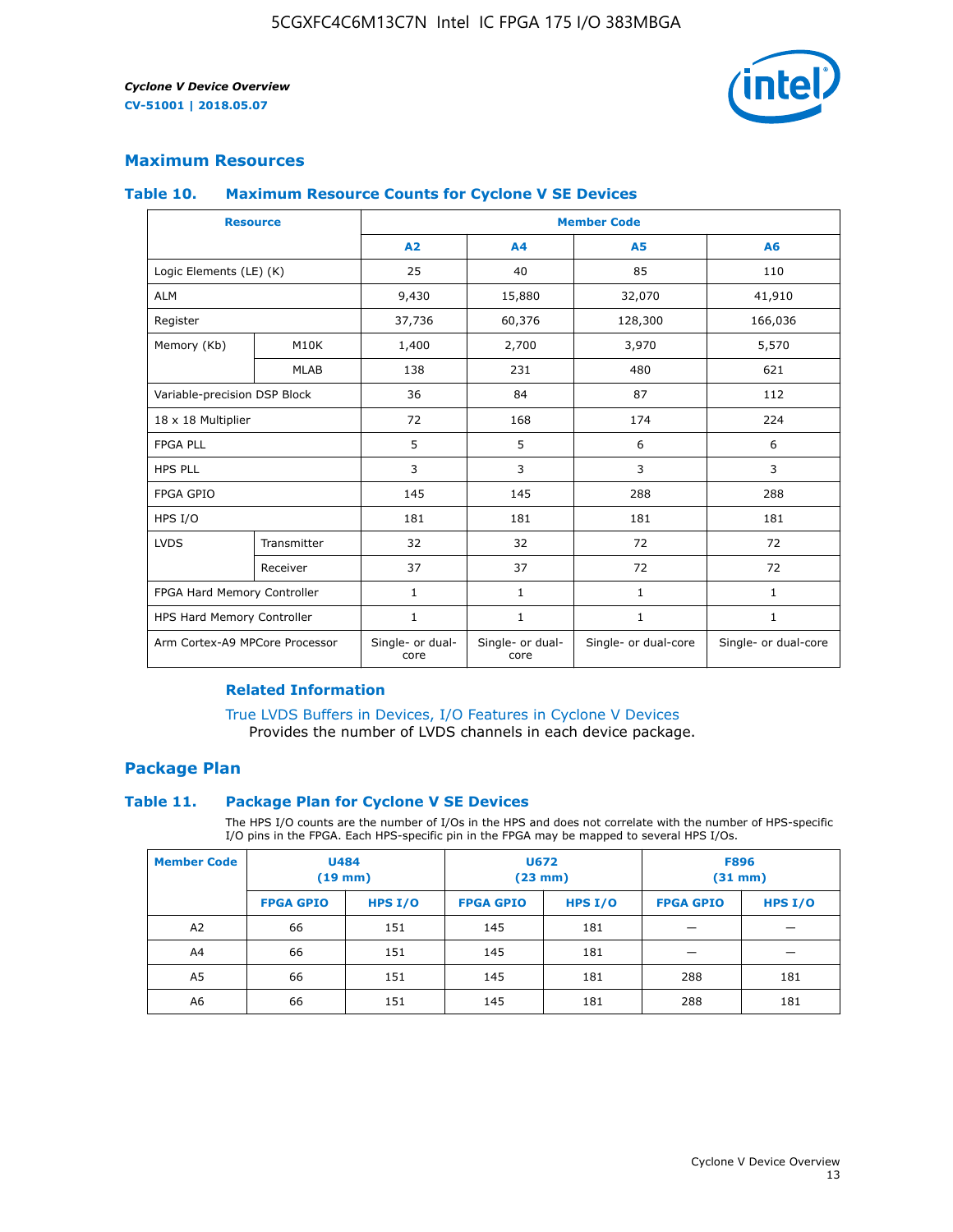## Maximum Resources

### Table 10. Maximum Resource Counts for Cyclone V SE Devices

| Resource | | Member Code | | | |
|---|---|---|---|---|---|
| | | A2 | A4 | A5 | A6 |
| Logic Elements (LE) (K) | | 25 | 40 | 85 | 110 |
| ALM | | 9,430 | 15,880 | 32,070 | 41,910 |
| Register | | 37,736 | 60,376 | 128,300 | 166,036 |
| Memory (Kb) | M10K | 1,400 | 2,700 | 3,970 | 5,570 |
| | MLAB | 138 | 231 | 480 | 621 |
| Variable-precision DSP Block | | 36 | 84 | 87 | 112 |
| 18 x 18 Multiplier | | 72 | 168 | 174 | 224 |
| FPGA PLL | | 5 | 5 | 6 | 6 |
| HPS PLL | | 3 | 3 | 3 | 3 |
| FPGA GPIO | | 145 | 145 | 288 | 288 |
| HPS I/O | | 181 | 181 | 181 | 181 |
| LVDS | Transmitter | 32 | 32 | 72 | 72 |
| | Receiver | 37 | 37 | 72 | 72 |
| FPGA Hard Memory Controller | | 1 | 1 | 1 | 1 |
| HPS Hard Memory Controller | | 1 | 1 | 1 | 1 |
| Arm Cortex-A9 MPCore Processor | | Single- or dual-core | Single- or dual-core | Single- or dual-core | Single- or dual-core |

#### Related Information

True LVDS Buffers in Devices, I/O Features in Cyclone V Devices
Provides the number of LVDS channels in each device package.

## Package Plan

### Table 11. Package Plan for Cyclone V SE Devices

The HPS I/O counts are the number of I/Os in the HPS and does not correlate with the number of HPS-specific I/O pins in the FPGA. Each HPS-specific pin in the FPGA may be mapped to several HPS I/Os.

| Member Code | U484 (19 mm) | | U672 (23 mm) | | F896 (31 mm) | |
|---|---|---|---|---|---|---|
| | FPGA GPIO | HPS I/O | FPGA GPIO | HPS I/O | FPGA GPIO | HPS I/O |
| A2 | 66 | 151 | 145 | 181 | — | — |
| A4 | 66 | 151 | 145 | 181 | — | — |
| A5 | 66 | 151 | 145 | 181 | 288 | 181 |
| A6 | 66 | 151 | 145 | 181 | 288 | 181 |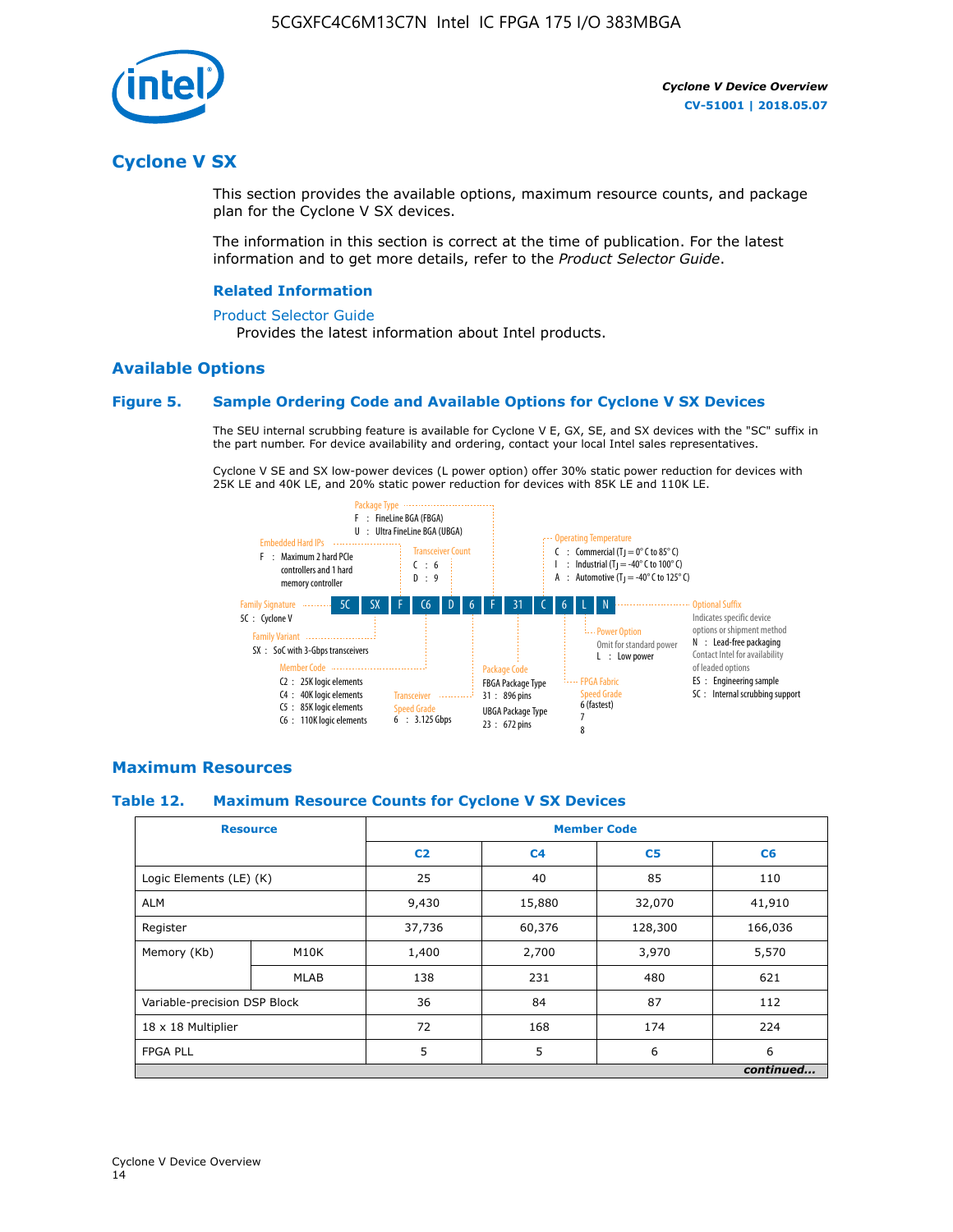## Cyclone V SX

This section provides the available options, maximum resource counts, and package plan for the Cyclone V SX devices.

The information in this section is correct at the time of publication. For the latest information and to get more details, refer to the *Product Selector Guide*.

### Related Information

Product Selector Guide
Provides the latest information about Intel products.

### Available Options

#### Figure 5. Sample Ordering Code and Available Options for Cyclone V SX Devices

The SEU internal scrubbing feature is available for Cyclone V E, GX, SE, and SX devices with the "SC" suffix in the part number. For device availability and ordering, contact your local Intel sales representatives.

Cyclone V SE and SX low-power devices (L power option) offer 30% static power reduction for devices with 25K LE and 40K LE, and 20% static power reduction for devices with 85K LE and 110K LE.

Ordering code: 5C SX F C6 D 6 F 31 C 6 L N

- Family Signature
  - 5C : Cyclone V
- Family Variant
  - SX : SoC with 3-Gbps transceivers
- Embedded Hard IPs
  - F : Maximum 2 hard PCIe controllers and 1 hard memory controller
- Member Code
  - C2 : 25K logic elements
  - C4 : 40K logic elements
  - C5 : 85K logic elements
  - C6 : 110K logic elements
- Transceiver Count
  - C : 6
  - D : 9
- Transceiver Speed Grade
  - 6 : 3.125 Gbps
- Package Type
  - F : FineLine BGA (FBGA)
  - U : Ultra FineLine BGA (UBGA)
- Package Code
  - FBGA Package Type
    - 31 : 896 pins
  - UBGA Package Type
    - 23 : 672 pins
- Operating Temperature
  - C : Commercial ($T_J$ = 0° C to 85° C)
  - I : Industrial ($T_J$ = -40° C to 100° C)
  - A : Automotive ($T_J$ = -40° C to 125° C)
- FPGA Fabric Speed Grade
  - 6 (fastest)
  - 7
  - 8
- Power Option
  - Omit for standard power
  - L : Low power
- Optional Suffix
  - Indicates specific device options or shipment method
  - N : Lead-free packaging. Contact Intel for availability of leaded options
  - ES : Engineering sample
  - SC : Internal scrubbing support

### Maximum Resources

#### Table 12. Maximum Resource Counts for Cyclone V SX Devices

| Resource | | Member Code | | | |
|---|---|---|---|---|---|
| | | C2 | C4 | C5 | C6 |
| Logic Elements (LE) (K) | | 25 | 40 | 85 | 110 |
| ALM | | 9,430 | 15,880 | 32,070 | 41,910 |
| Register | | 37,736 | 60,376 | 128,300 | 166,036 |
| Memory (Kb) | M10K | 1,400 | 2,700 | 3,970 | 5,570 |
| | MLAB | 138 | 231 | 480 | 621 |
| Variable-precision DSP Block | | 36 | 84 | 87 | 112 |
| 18 x 18 Multiplier | | 72 | 168 | 174 | 224 |
| FPGA PLL | | 5 | 5 | 6 | 6 |

*continued...*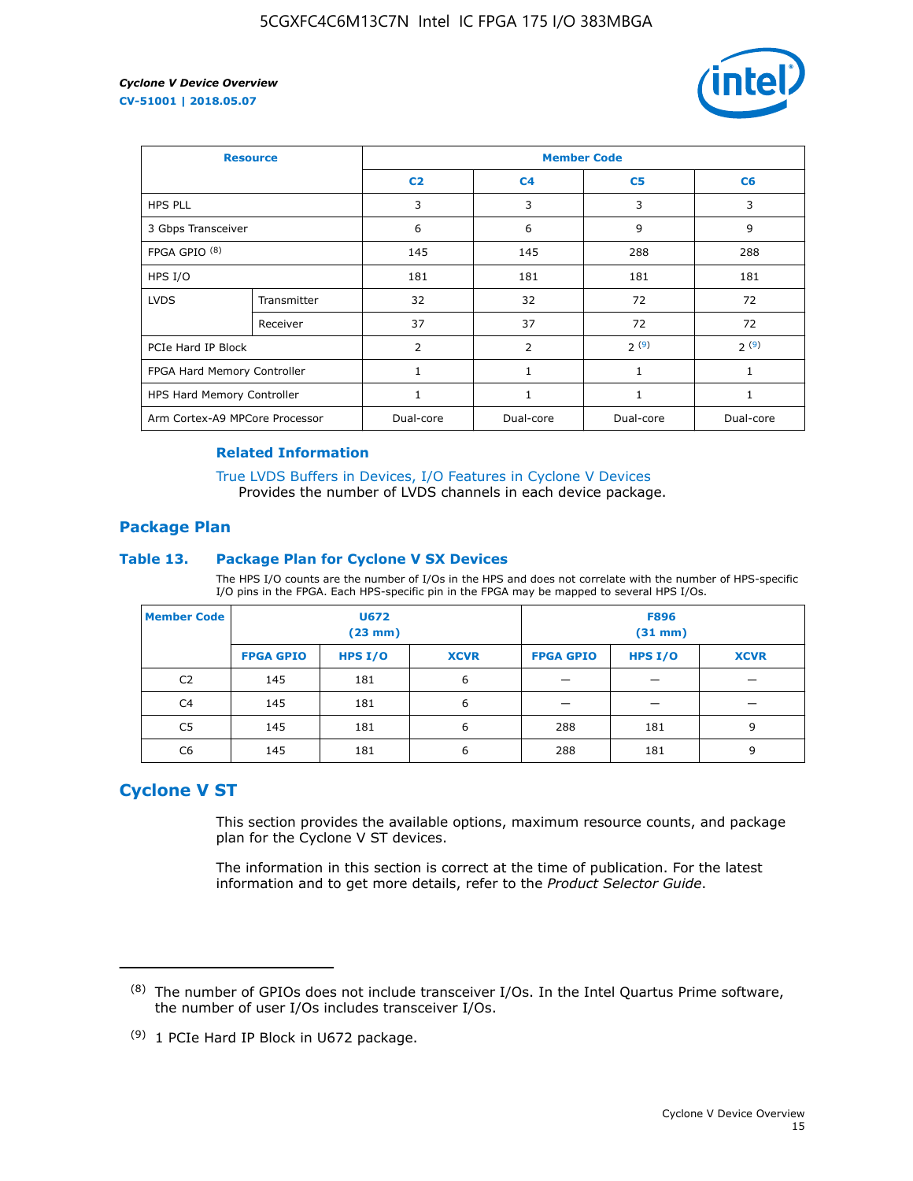| Resource | | Member Code | | | |
|---|---|---|---|---|---|
| | | C2 | C4 | C5 | C6 |
| HPS PLL | | 3 | 3 | 3 | 3 |
| 3 Gbps Transceiver | | 6 | 6 | 9 | 9 |
| FPGA GPIO [(8)] | | 145 | 145 | 288 | 288 |
| HPS I/O | | 181 | 181 | 181 | 181 |
| LVDS | Transmitter | 32 | 32 | 72 | 72 |
| | Receiver | 37 | 37 | 72 | 72 |
| PCIe Hard IP Block | | 2 | 2 | 2 [(9)] | 2 [(9)] |
| FPGA Hard Memory Controller | | 1 | 1 | 1 | 1 |
| HPS Hard Memory Controller | | 1 | 1 | 1 | 1 |
| Arm Cortex-A9 MPCore Processor | | Dual-core | Dual-core | Dual-core | Dual-core |

#### Related Information

True LVDS Buffers in Devices, I/O Features in Cyclone V Devices
Provides the number of LVDS channels in each device package.

### Package Plan

#### Table 13. Package Plan for Cyclone V SX Devices

The HPS I/O counts are the number of I/Os in the HPS and does not correlate with the number of HPS-specific I/O pins in the FPGA. Each HPS-specific pin in the FPGA may be mapped to several HPS I/Os.

| Member Code | U672 (23 mm) | | | F896 (31 mm) | | |
|---|---|---|---|---|---|---|
| | FPGA GPIO | HPS I/O | XCVR | FPGA GPIO | HPS I/O | XCVR |
| C2 | 145 | 181 | 6 | — | — | — |
| C4 | 145 | 181 | 6 | — | — | — |
| C5 | 145 | 181 | 6 | 288 | 181 | 9 |
| C6 | 145 | 181 | 6 | 288 | 181 | 9 |

## Cyclone V ST

This section provides the available options, maximum resource counts, and package plan for the Cyclone V ST devices.

The information in this section is correct at the time of publication. For the latest information and to get more details, refer to the *Product Selector Guide*.

---

(8) The number of GPIOs does not include transceiver I/Os. In the Intel Quartus Prime software, the number of user I/Os includes transceiver I/Os.

(9) 1 PCIe Hard IP Block in U672 package.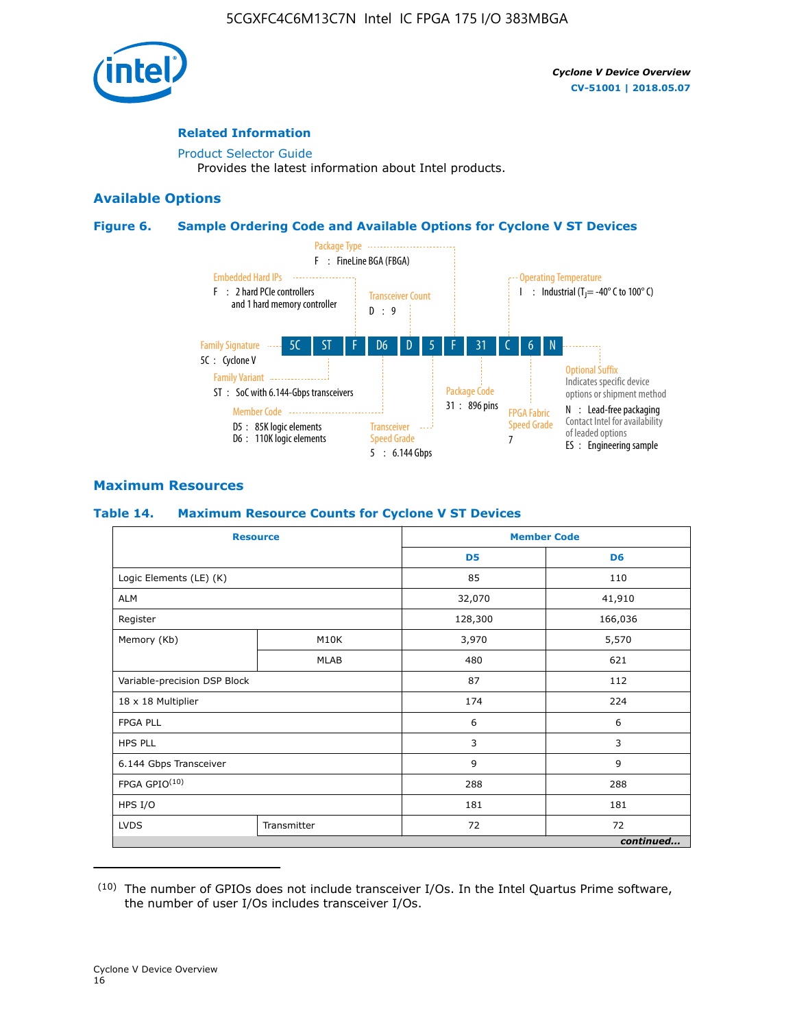## Related Information

Product Selector Guide

Provides the latest information about Intel products.

## Available Options

### Figure 6. Sample Ordering Code and Available Options for Cyclone V ST Devices

5C ST F D6 D 5 F 31 C 6 N

- Family Signature — 5C : Cyclone V
- Family Variant — ST : SoC with 6.144-Gbps transceivers
- Embedded Hard IPs — F : 2 hard PCIe controllers and 1 hard memory controller
- Member Code — D5 : 85K logic elements; D6 : 110K logic elements
- Transceiver Count — D : 9
- Transceiver Speed Grade — 5 : 6.144 Gbps
- Package Type — F : FineLine BGA (FBGA)
- Package Code — 31 : 896 pins
- Operating Temperature — I : Industrial ($T_J$ = -40° C to 100° C)
- FPGA Fabric Speed Grade — 7
- Optional Suffix — Indicates specific device options or shipment method
  - N : Lead-free packaging. Contact Intel for availability of leaded options
  - ES : Engineering sample

## Maximum Resources

### Table 14. Maximum Resource Counts for Cyclone V ST Devices

| Resource | | Member Code | |
|---|---|---|---|
| | | D5 | D6 |
| Logic Elements (LE) (K) | | 85 | 110 |
| ALM | | 32,070 | 41,910 |
| Register | | 128,300 | 166,036 |
| Memory (Kb) | M10K | 3,970 | 5,570 |
| | MLAB | 480 | 621 |
| Variable-precision DSP Block | | 87 | 112 |
| 18 x 18 Multiplier | | 174 | 224 |
| FPGA PLL | | 6 | 6 |
| HPS PLL | | 3 | 3 |
| 6.144 Gbps Transceiver | | 9 | 9 |
| FPGA GPIO[10] | | 288 | 288 |
| HPS I/O | | 181 | 181 |
| LVDS | Transmitter | 72 | 72 |

*continued...*

(10) The number of GPIOs does not include transceiver I/Os. In the Intel Quartus Prime software, the number of user I/Os includes transceiver I/Os.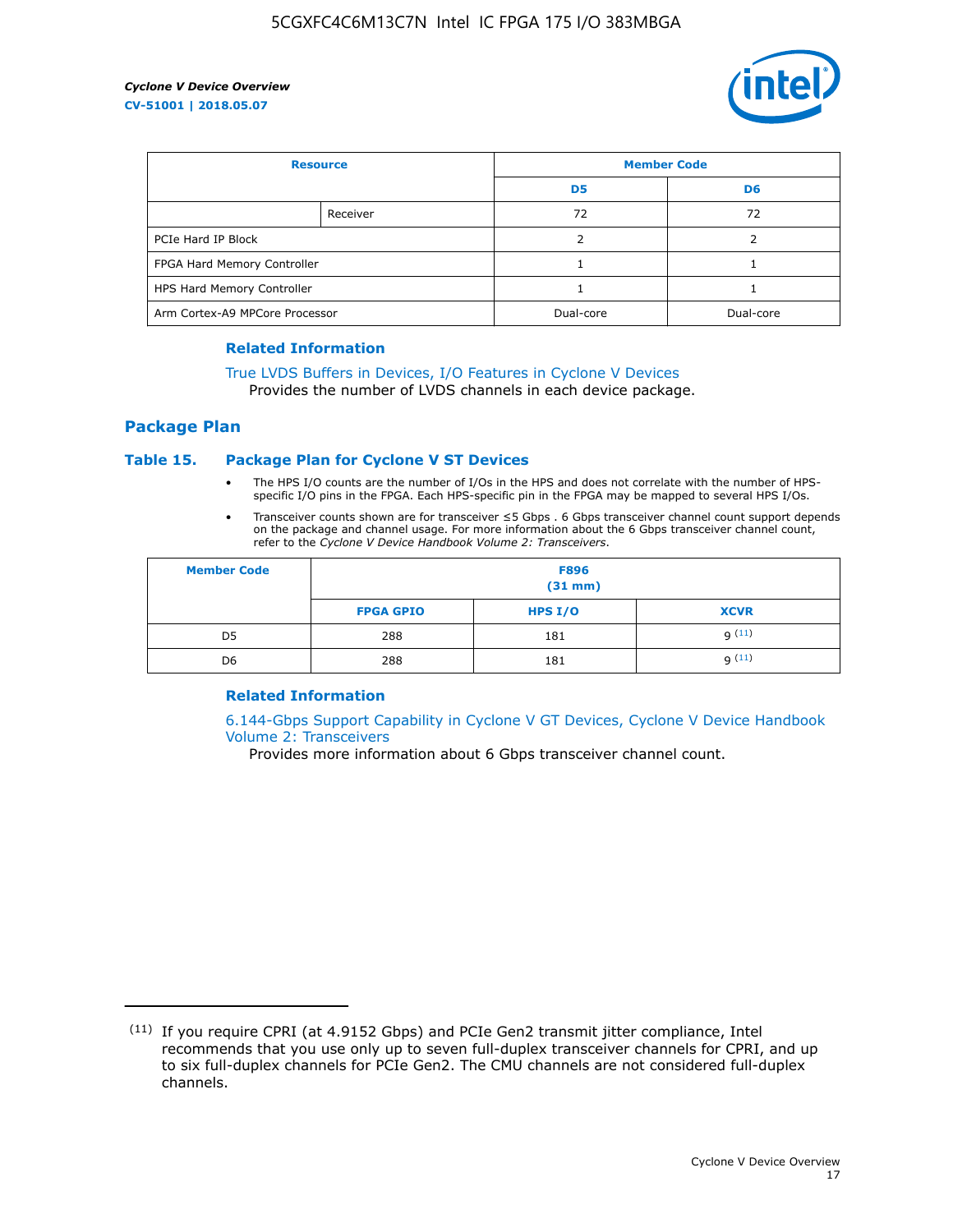| Resource | | Member Code | |
|---|---|---|---|
| | | D5 | D6 |
| | Receiver | 72 | 72 |
| PCIe Hard IP Block | | 2 | 2 |
| FPGA Hard Memory Controller | | 1 | 1 |
| HPS Hard Memory Controller | | 1 | 1 |
| Arm Cortex-A9 MPCore Processor | | Dual-core | Dual-core |

### Related Information

True LVDS Buffers in Devices, I/O Features in Cyclone V Devices
Provides the number of LVDS channels in each device package.

## Package Plan

### Table 15. Package Plan for Cyclone V ST Devices

- The HPS I/O counts are the number of I/Os in the HPS and does not correlate with the number of HPS-specific I/O pins in the FPGA. Each HPS-specific pin in the FPGA may be mapped to several HPS I/Os.
- Transceiver counts shown are for transceiver ≤5 Gbps . 6 Gbps transceiver channel count support depends on the package and channel usage. For more information about the 6 Gbps transceiver channel count, refer to the *Cyclone V Device Handbook Volume 2: Transceivers*.

| Member Code | F896 (31 mm) | | |
|---|---|---|---|
| | FPGA GPIO | HPS I/O | XCVR |
| D5 | 288 | 181 | 9 (11) |
| D6 | 288 | 181 | 9 (11) |

### Related Information

6.144-Gbps Support Capability in Cyclone V GT Devices, Cyclone V Device Handbook Volume 2: Transceivers
Provides more information about 6 Gbps transceiver channel count.

(11) If you require CPRI (at 4.9152 Gbps) and PCIe Gen2 transmit jitter compliance, Intel recommends that you use only up to seven full-duplex transceiver channels for CPRI, and up to six full-duplex channels for PCIe Gen2. The CMU channels are not considered full-duplex channels.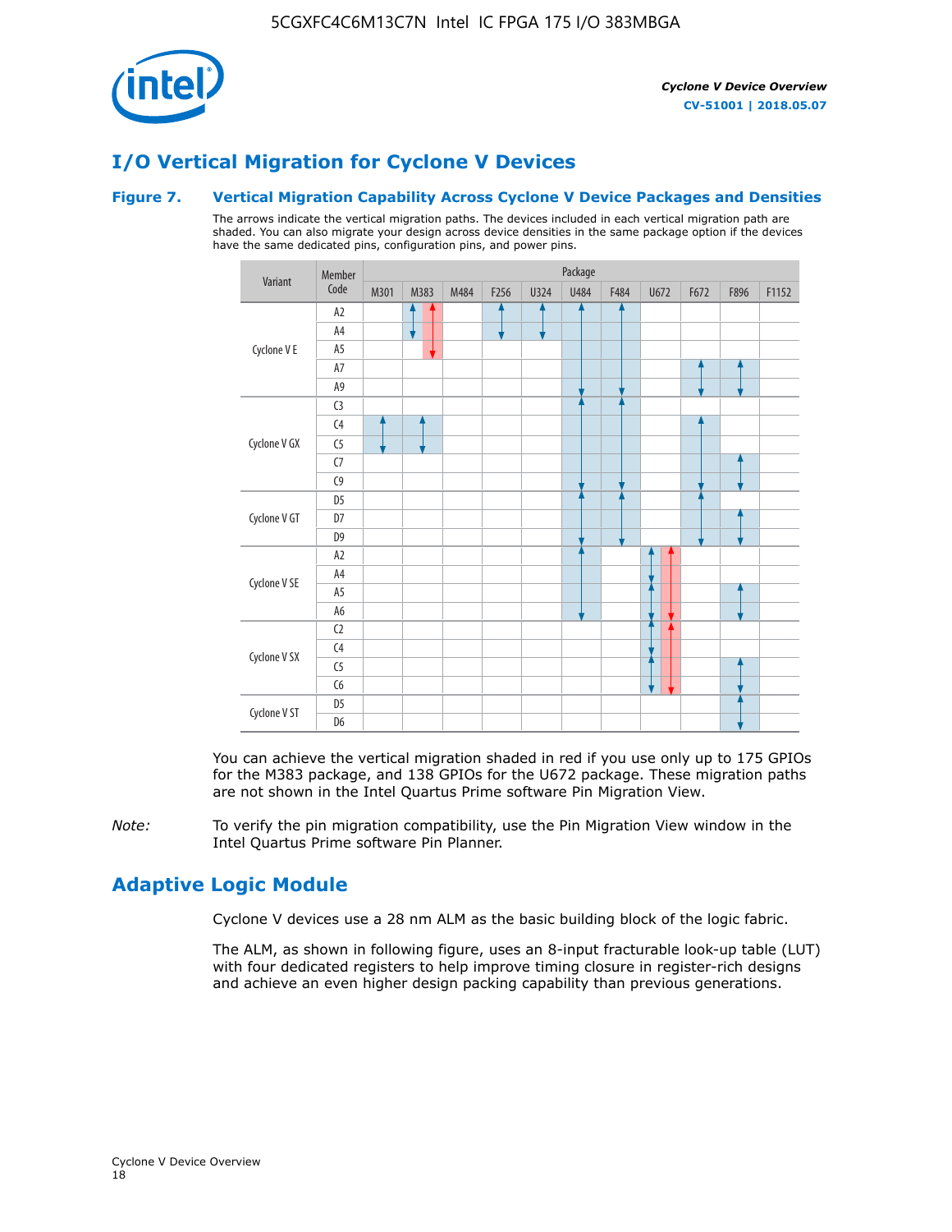## I/O Vertical Migration for Cyclone V Devices

### Figure 7. Vertical Migration Capability Across Cyclone V Device Packages and Densities

The arrows indicate the vertical migration paths. The devices included in each vertical migration path are shaded. You can also migrate your design across device densities in the same package option if the devices have the same dedicated pins, configuration pins, and power pins.

| Variant | Member Code | M301 | M383 | M484 | F256 | U324 | U484 | F484 | U672 | F672 | F896 | F1152 |
|---|---|---|---|---|---|---|---|---|---|---|---|---|
| Cyclone V E | A2 | | ↕ (A2–A4); ↕ red (A2–A5) | | ↕ (A2–A4) | ↕ (A2–A4) | ↕ (A2–A9) | ↕ (A2–A9) | | | | |
| | A4 | | | | | | | | | | | |
| | A5 | | | | | | | | | | | |
| | A7 | | | | | | | | | ↕ (A7–A9) | ↕ (A7–A9) | |
| | A9 | | | | | | | | | | | |
| Cyclone V GX | C3 | | | | | | ↕ (C3–C9) | ↕ (C3–C9) | | | | |
| | C4 | ↕ (C4–C5) | ↕ (C4–C5) | | | | | | | ↕ (C4–C9) | | |
| | C5 | | | | | | | | | | | |
| | C7 | | | | | | | | | | ↕ (C7–C9) | |
| | C9 | | | | | | | | | | | |
| Cyclone V GT | D5 | | | | | | ↕ (D5–D9) | ↕ (D5–D9) | | ↕ (D5–D9) | | |
| | D7 | | | | | | | | | | ↕ (D7–D9) | |
| | D9 | | | | | | | | | | | |
| Cyclone V SE | A2 | | | | | | ↕ (A2–A6) | | ↕ (A2–A4); ↕ red (A2–A6) | | | |
| | A4 | | | | | | | | | | | |
| | A5 | | | | | | | | ↕ (A5–A6) | | ↕ (A5–A6) | |
| | A6 | | | | | | | | | | | |
| Cyclone V SX | C2 | | | | | | | | ↕ (C2–C4); ↕ red (C2–C6) | | | |
| | C4 | | | | | | | | | | | |
| | C5 | | | | | | | | ↕ (C5–C6) | | ↕ (C5–C6) | |
| | C6 | | | | | | | | | | | |
| Cyclone V ST | D5 | | | | | | | | | | ↕ (D5–D6) | |
| | D6 | | | | | | | | | | | |

You can achieve the vertical migration shaded in red if you use only up to 175 GPIOs for the M383 package, and 138 GPIOs for the U672 package. These migration paths are not shown in the Intel Quartus Prime software Pin Migration View.

*Note:* To verify the pin migration compatibility, use the Pin Migration View window in the Intel Quartus Prime software Pin Planner.

## Adaptive Logic Module

Cyclone V devices use a 28 nm ALM as the basic building block of the logic fabric.

The ALM, as shown in following figure, uses an 8-input fracturable look-up table (LUT) with four dedicated registers to help improve timing closure in register-rich designs and achieve an even higher design packing capability than previous generations.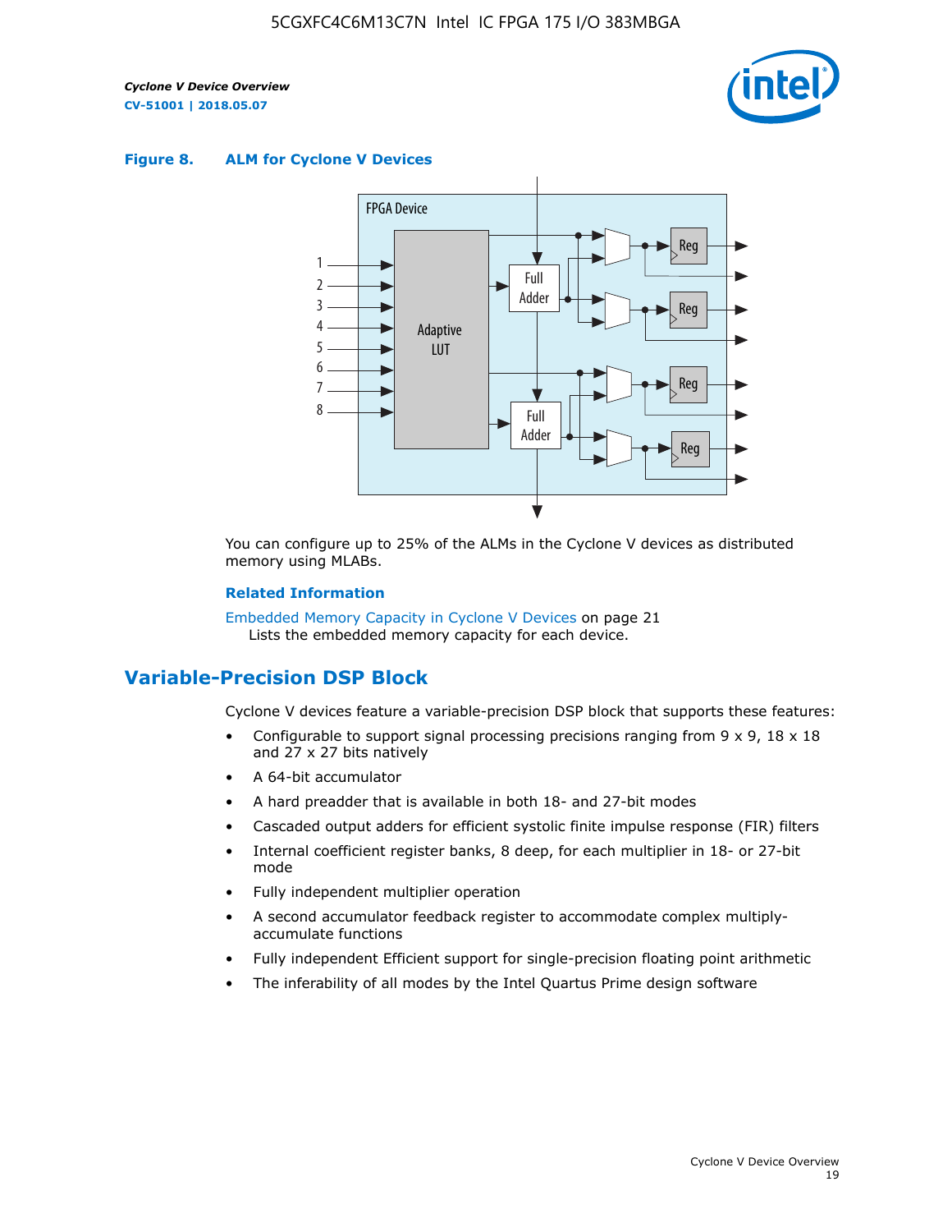**Figure 8. ALM for Cycline V Devices**

You can configure up to 25% of the ALMs in the Cyclone V devices as distributed memory using MLABs.

**Related Information**

Embedded Memory Capacity in Cyclone V Devices on page 21
Lists the embedded memory capacity for each device.

## Variable-Precision DSP Block

Cyclone V devices feature a variable-precision DSP block that supports these features:

- Configurable to support signal processing precisions ranging from 9 x 9, 18 x 18 and 27 x 27 bits natively
- A 64-bit accumulator
- A hard preadder that is available in both 18- and 27-bit modes
- Cascaded output adders for efficient systolic finite impulse response (FIR) filters
- Internal coefficient register banks, 8 deep, for each multiplier in 18- or 27-bit mode
- Fully independent multiplier operation
- A second accumulator feedback register to accommodate complex multiply-accumulate functions
- Fully independent Efficient support for single-precision floating point arithmetic
- The inferability of all modes by the Intel Quartus Prime design software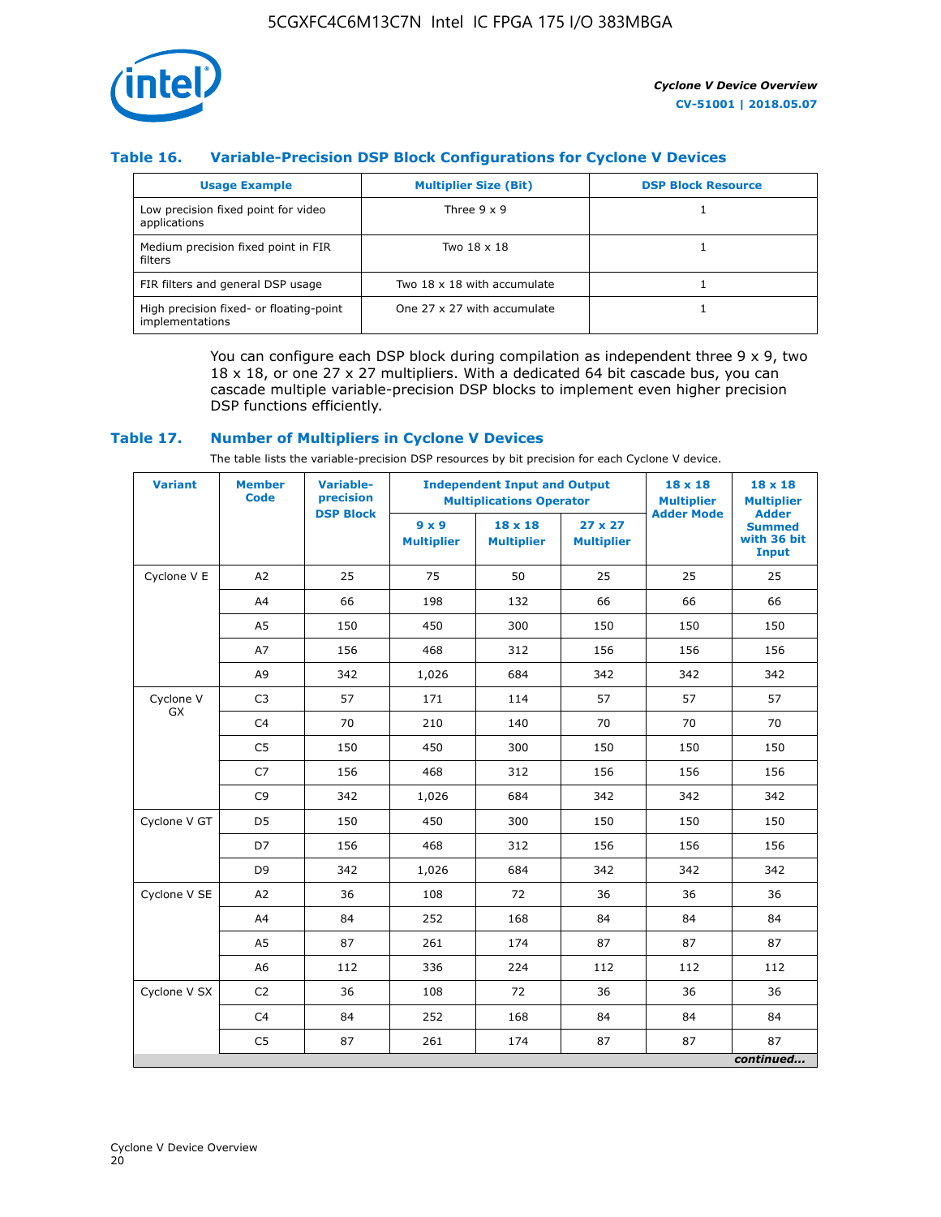### Table 16. Variable-Precision DSP Block Configurations for Cyclone V Devices

| Usage Example | Multiplier Size (Bit) | DSP Block Resource |
|---|---|---|
| Low precision fixed point for video applications | Three 9 x 9 | 1 |
| Medium precision fixed point in FIR filters | Two 18 x 18 | 1 |
| FIR filters and general DSP usage | Two 18 x 18 with accumulate | 1 |
| High precision fixed- or floating-point implementations | One 27 x 27 with accumulate | 1 |

You can configure each DSP block during compilation as independent three 9 x 9, two 18 x 18, or one 27 x 27 multipliers. With a dedicated 64 bit cascade bus, you can cascade multiple variable-precision DSP blocks to implement even higher precision DSP functions efficiently.

### Table 17. Number of Multipliers in Cyclone V Devices

The table lists the variable-precision DSP resources by bit precision for each Cyclone V device.

| Variant | Member Code | Variable-precision DSP Block | Independent Input and Output Multiplications Operator | | | 18 x 18 Multiplier Adder Mode | 18 x 18 Multiplier Adder Summed with 36 bit Input |
|---|---|---|---|---|---|---|---|
| | | | 9 x 9 Multiplier | 18 x 18 Multiplier | 27 x 27 Multiplier | | |
| Cyclone V E | A2 | 25 | 75 | 50 | 25 | 25 | 25 |
| | A4 | 66 | 198 | 132 | 66 | 66 | 66 |
| | A5 | 150 | 450 | 300 | 150 | 150 | 150 |
| | A7 | 156 | 468 | 312 | 156 | 156 | 156 |
| | A9 | 342 | 1,026 | 684 | 342 | 342 | 342 |
| Cyclone V GX | C3 | 57 | 171 | 114 | 57 | 57 | 57 |
| | C4 | 70 | 210 | 140 | 70 | 70 | 70 |
| | C5 | 150 | 450 | 300 | 150 | 150 | 150 |
| | C7 | 156 | 468 | 312 | 156 | 156 | 156 |
| | C9 | 342 | 1,026 | 684 | 342 | 342 | 342 |
| Cyclone V GT | D5 | 150 | 450 | 300 | 150 | 150 | 150 |
| | D7 | 156 | 468 | 312 | 156 | 156 | 156 |
| | D9 | 342 | 1,026 | 684 | 342 | 342 | 342 |
| Cyclone V SE | A2 | 36 | 108 | 72 | 36 | 36 | 36 |
| | A4 | 84 | 252 | 168 | 84 | 84 | 84 |
| | A5 | 87 | 261 | 174 | 87 | 87 | 87 |
| | A6 | 112 | 336 | 224 | 112 | 112 | 112 |
| Cyclone V SX | C2 | 36 | 108 | 72 | 36 | 36 | 36 |
| | C4 | 84 | 252 | 168 | 84 | 84 | 84 |
| | C5 | 87 | 261 | 174 | 87 | 87 | 87 |

*continued...*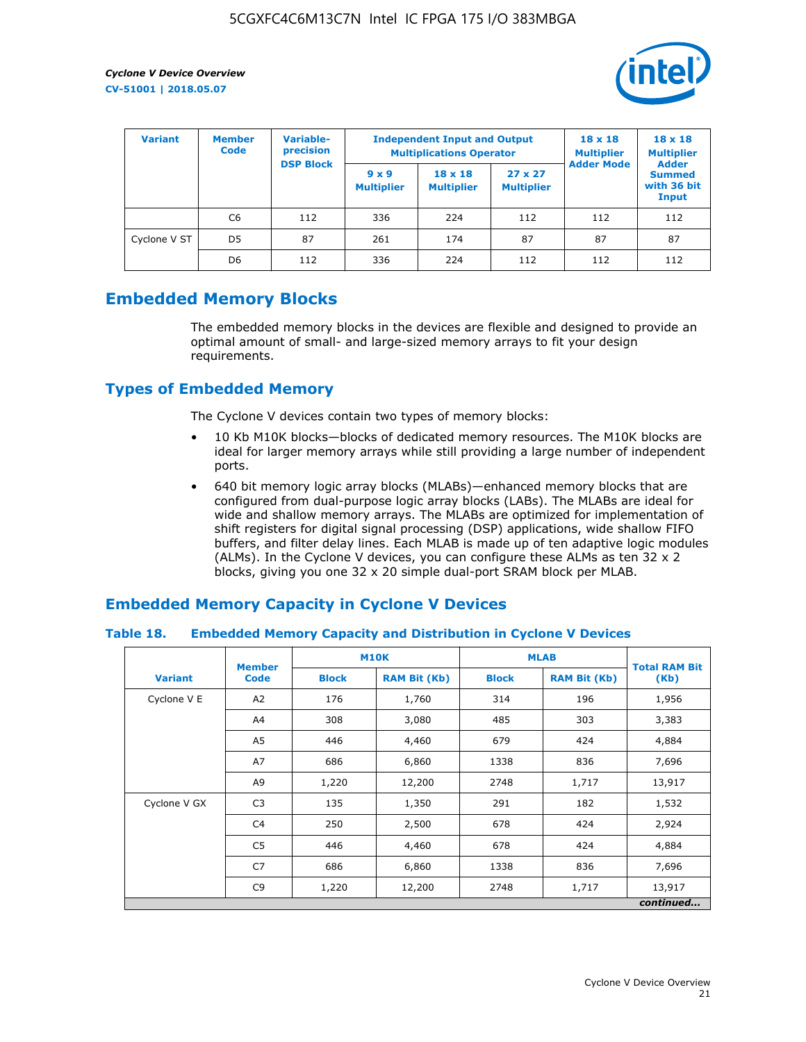| Variant | Member Code | Variable-precision DSP Block | Independent Input and Output Multiplications Operator | | | 18 x 18 Multiplier Adder Mode | 18 x 18 Multiplier Adder Summed with 36 bit Input |
|---|---|---|---|---|---|---|---|
| | | | 9 x 9 Multiplier | 18 x 18 Multiplier | 27 x 27 Multiplier | | |
| | C6 | 112 | 336 | 224 | 112 | 112 | 112 |
| Cyclone V ST | D5 | 87 | 261 | 174 | 87 | 87 | 87 |
| | D6 | 112 | 336 | 224 | 112 | 112 | 112 |

## Embedded Memory Blocks

The embedded memory blocks in the devices are flexible and designed to provide an optimal amount of small- and large-sized memory arrays to fit your design requirements.

## Types of Embedded Memory

The Cyclone V devices contain two types of memory blocks:

- 10 Kb M10K blocks—blocks of dedicated memory resources. The M10K blocks are ideal for larger memory arrays while still providing a large number of independent ports.
- 640 bit memory logic array blocks (MLABs)—enhanced memory blocks that are configured from dual-purpose logic array blocks (LABs). The MLABs are ideal for wide and shallow memory arrays. The MLABs are optimized for implementation of shift registers for digital signal processing (DSP) applications, wide shallow FIFO buffers, and filter delay lines. Each MLAB is made up of ten adaptive logic modules (ALMs). In the Cyclone V devices, you can configure these ALMs as ten 32 x 2 blocks, giving you one 32 x 20 simple dual-port SRAM block per MLAB.

## Embedded Memory Capacity in Cyclone V Devices

### Table 18. Embedded Memory Capacity and Distribution in Cyclone V Devices

| Variant | Member Code | M10K | | MLAB | | Total RAM Bit (Kb) |
|---|---|---|---|---|---|---|
| | | Block | RAM Bit (Kb) | Block | RAM Bit (Kb) | |
| Cyclone V E | A2 | 176 | 1,760 | 314 | 196 | 1,956 |
| | A4 | 308 | 3,080 | 485 | 303 | 3,383 |
| | A5 | 446 | 4,460 | 679 | 424 | 4,884 |
| | A7 | 686 | 6,860 | 1338 | 836 | 7,696 |
| | A9 | 1,220 | 12,200 | 2748 | 1,717 | 13,917 |
| Cyclone V GX | C3 | 135 | 1,350 | 291 | 182 | 1,532 |
| | C4 | 250 | 2,500 | 678 | 424 | 2,924 |
| | C5 | 446 | 4,460 | 678 | 424 | 4,884 |
| | C7 | 686 | 6,860 | 1338 | 836 | 7,696 |
| | C9 | 1,220 | 12,200 | 2748 | 1,717 | 13,917 |

*continued...*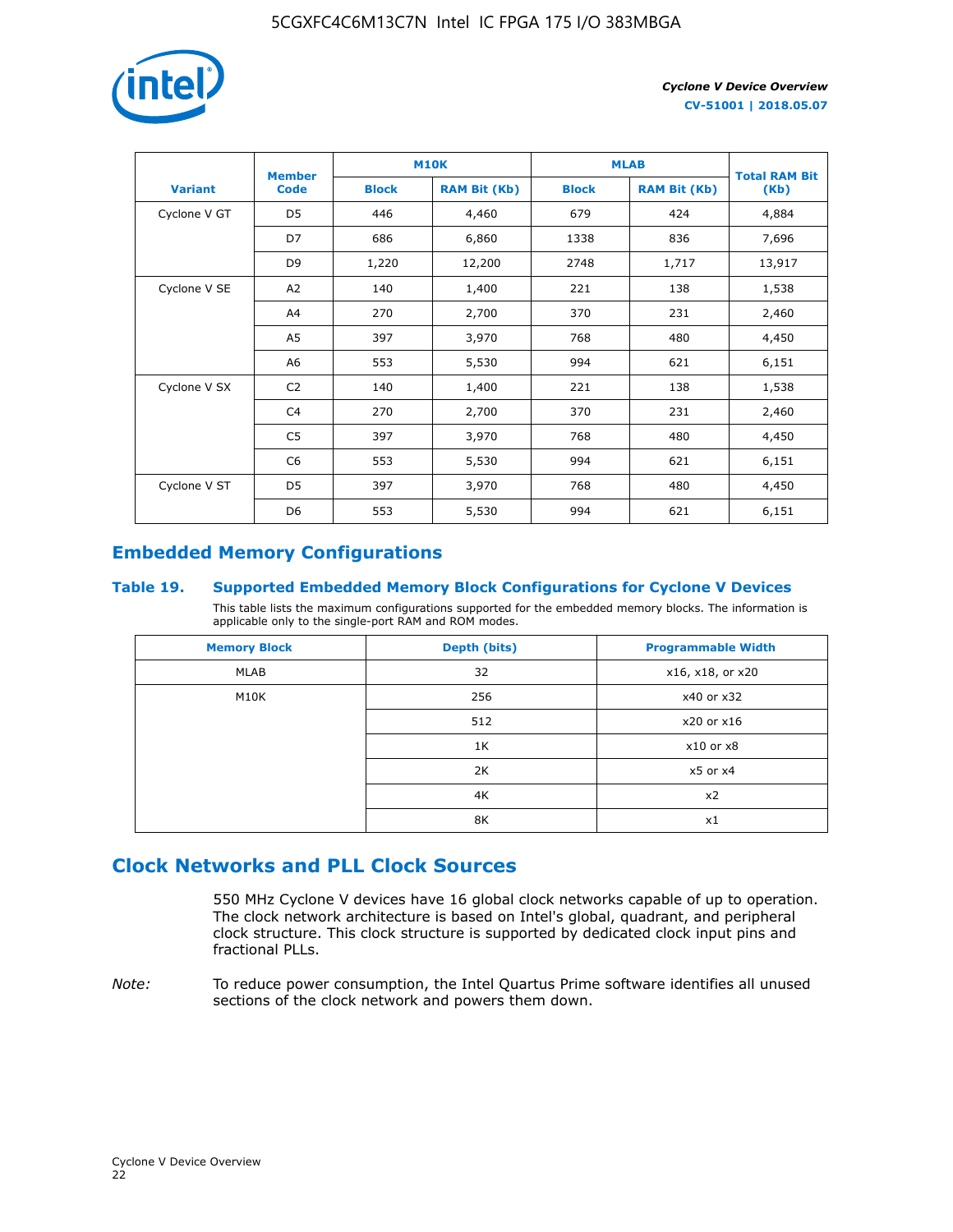| Variant | Member Code | M10K | | MLAB | | Total RAM Bit (Kb) |
|---|---|---|---|---|---|---|
| | | Block | RAM Bit (Kb) | Block | RAM Bit (Kb) | |
| Cyclone V GT | D5 | 446 | 4,460 | 679 | 424 | 4,884 |
| | D7 | 686 | 6,860 | 1338 | 836 | 7,696 |
| | D9 | 1,220 | 12,200 | 2748 | 1,717 | 13,917 |
| Cyclone V SE | A2 | 140 | 1,400 | 221 | 138 | 1,538 |
| | A4 | 270 | 2,700 | 370 | 231 | 2,460 |
| | A5 | 397 | 3,970 | 768 | 480 | 4,450 |
| | A6 | 553 | 5,530 | 994 | 621 | 6,151 |
| Cyclone V SX | C2 | 140 | 1,400 | 221 | 138 | 1,538 |
| | C4 | 270 | 2,700 | 370 | 231 | 2,460 |
| | C5 | 397 | 3,970 | 768 | 480 | 4,450 |
| | C6 | 553 | 5,530 | 994 | 621 | 6,151 |
| Cyclone V ST | D5 | 397 | 3,970 | 768 | 480 | 4,450 |
| | D6 | 553 | 5,530 | 994 | 621 | 6,151 |

## Embedded Memory Configurations

### Table 19. Supported Embedded Memory Block Configurations for Cyclone V Devices

This table lists the maximum configurations supported for the embedded memory blocks. The information is applicable only to the single-port RAM and ROM modes.

| Memory Block | Depth (bits) | Programmable Width |
|---|---|---|
| MLAB | 32 | x16, x18, or x20 |
| M10K | 256 | x40 or x32 |
| | 512 | x20 or x16 |
| | 1K | x10 or x8 |
| | 2K | x5 or x4 |
| | 4K | x2 |
| | 8K | x1 |

## Clock Networks and PLL Clock Sources

550 MHz Cyclone V devices have 16 global clock networks capable of up to operation. The clock network architecture is based on Intel's global, quadrant, and peripheral clock structure. This clock structure is supported by dedicated clock input pins and fractional PLLs.

*Note:* To reduce power consumption, the Intel Quartus Prime software identifies all unused sections of the clock network and powers them down.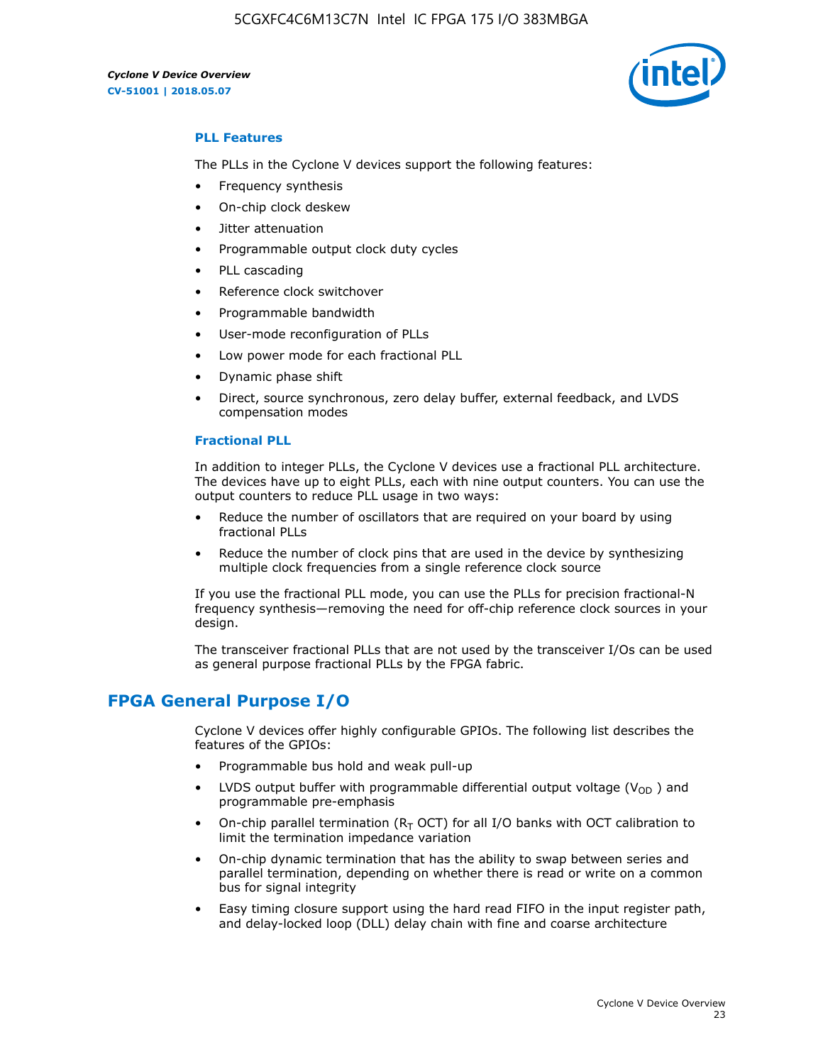### PLL Features

The PLLs in the Cyclone V devices support the following features:

- Frequency synthesis
- On-chip clock deskew
- Jitter attenuation
- Programmable output clock duty cycles
- PLL cascading
- Reference clock switchover
- Programmable bandwidth
- User-mode reconfiguration of PLLs
- Low power mode for each fractional PLL
- Dynamic phase shift
- Direct, source synchronous, zero delay buffer, external feedback, and LVDS compensation modes

### Fractional PLL

In addition to integer PLLs, the Cyclone V devices use a fractional PLL architecture. The devices have up to eight PLLs, each with nine output counters. You can use the output counters to reduce PLL usage in two ways:

- Reduce the number of oscillators that are required on your board by using fractional PLLs
- Reduce the number of clock pins that are used in the device by synthesizing multiple clock frequencies from a single reference clock source

If you use the fractional PLL mode, you can use the PLLs for precision fractional-N frequency synthesis—removing the need for off-chip reference clock sources in your design.

The transceiver fractional PLLs that are not used by the transceiver I/Os can be used as general purpose fractional PLLs by the FPGA fabric.

## FPGA General Purpose I/O

Cyclone V devices offer highly configurable GPIOs. The following list describes the features of the GPIOs:

- Programmable bus hold and weak pull-up
- LVDS output buffer with programmable differential output voltage ($V_{OD}$) and programmable pre-emphasis
- On-chip parallel termination ($R_T$ OCT) for all I/O banks with OCT calibration to limit the termination impedance variation
- On-chip dynamic termination that has the ability to swap between series and parallel termination, depending on whether there is read or write on a common bus for signal integrity
- Easy timing closure support using the hard read FIFO in the input register path, and delay-locked loop (DLL) delay chain with fine and coarse architecture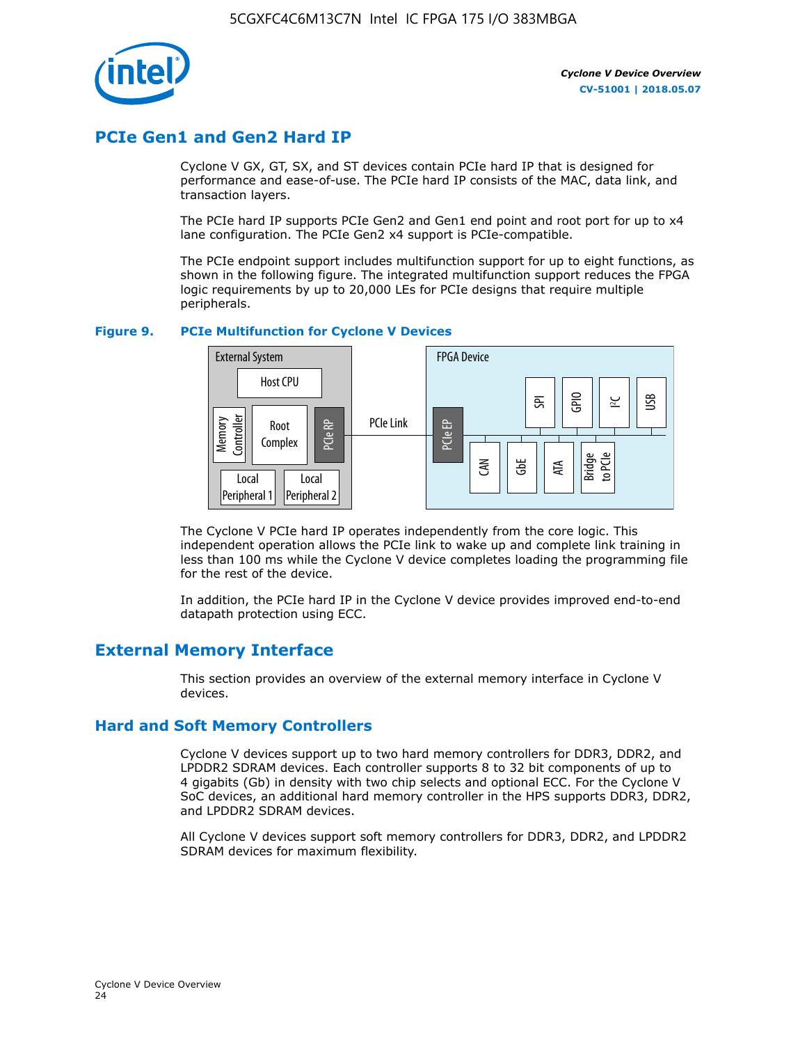## PCIe Gen1 and Gen2 Hard IP

Cyclone V GX, GT, SX, and ST devices contain PCIe hard IP that is designed for performance and ease-of-use. The PCIe hard IP consists of the MAC, data link, and transaction layers.

The PCIe hard IP supports PCIe Gen2 and Gen1 end point and root port for up to x4 lane configuration. The PCIe Gen2 x4 support is PCIe-compatible.

The PCIe endpoint support includes multifunction support for up to eight functions, as shown in the following figure. The integrated multifunction support reduces the FPGA logic requirements by up to 20,000 LEs for PCIe designs that require multiple peripherals.

**Figure 9. PCIe Multifunction for Cyclone V Devices**

The Cyclone V PCIe hard IP operates independently from the core logic. This independent operation allows the PCIe link to wake up and complete link training in less than 100 ms while the Cyclone V device completes loading the programming file for the rest of the device.

In addition, the PCIe hard IP in the Cyclone V device provides improved end-to-end datapath protection using ECC.

## External Memory Interface

This section provides an overview of the external memory interface in Cyclone V devices.

### Hard and Soft Memory Controllers

Cyclone V devices support up to two hard memory controllers for DDR3, DDR2, and LPDDR2 SDRAM devices. Each controller supports 8 to 32 bit components of up to 4 gigabits (Gb) in density with two chip selects and optional ECC. For the Cyclone V SoC devices, an additional hard memory controller in the HPS supports DDR3, DDR2, and LPDDR2 SDRAM devices.

All Cyclone V devices support soft memory controllers for DDR3, DDR2, and LPDDR2 SDRAM devices for maximum flexibility.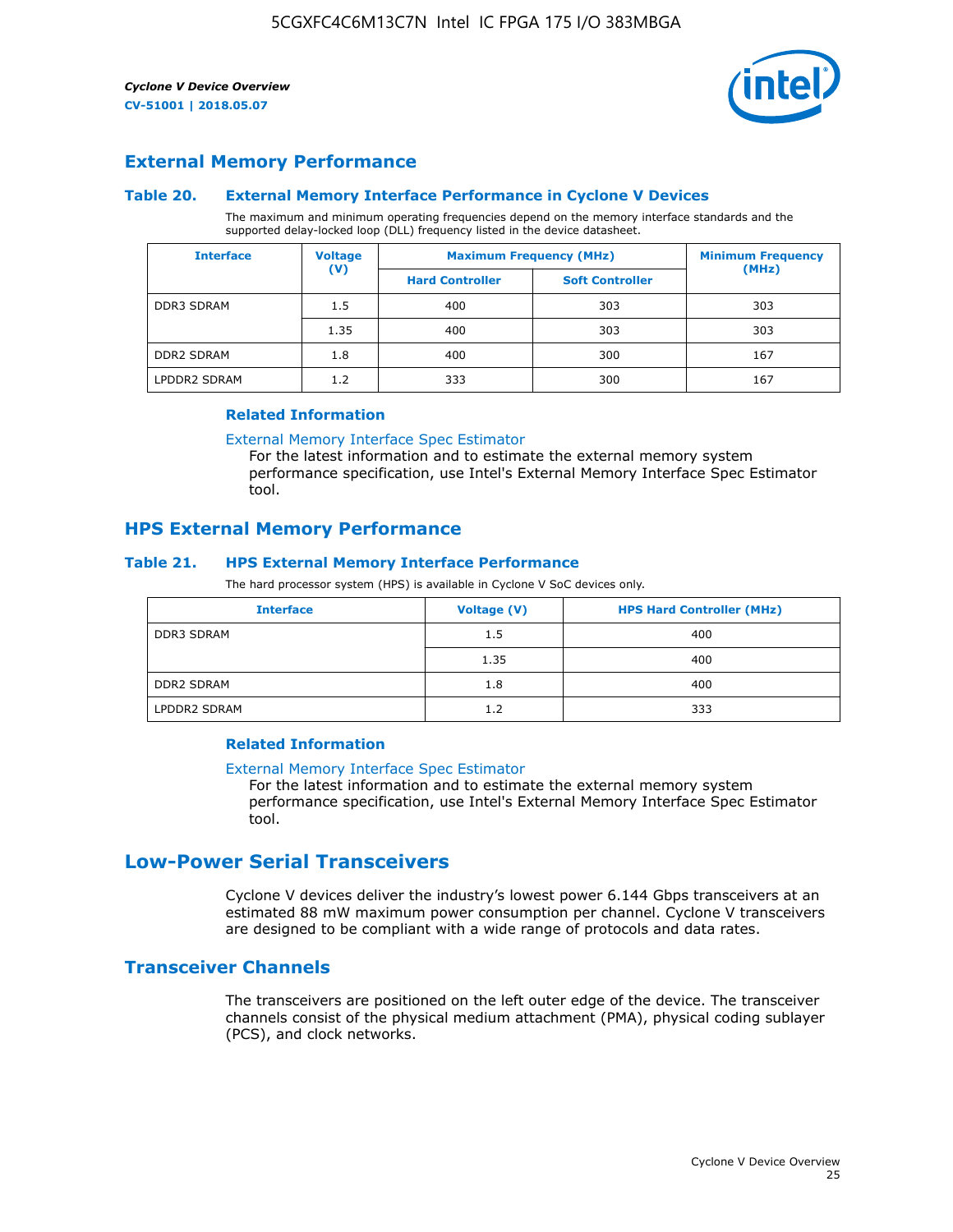## External Memory Performance

### Table 20. External Memory Interface Performance in Cyclone V Devices

The maximum and minimum operating frequencies depend on the memory interface standards and the supported delay-locked loop (DLL) frequency listed in the device datasheet.

| Interface | Voltage (V) | Maximum Frequency (MHz) | | Minimum Frequency (MHz) |
|---|---|---|---|---|
| | | Hard Controller | Soft Controller | |
| DDR3 SDRAM | 1.5 | 400 | 303 | 303 |
| | 1.35 | 400 | 303 | 303 |
| DDR2 SDRAM | 1.8 | 400 | 300 | 167 |
| LPDDR2 SDRAM | 1.2 | 333 | 300 | 167 |

#### Related Information

External Memory Interface Spec Estimator
For the latest information and to estimate the external memory system performance specification, use Intel's External Memory Interface Spec Estimator tool.

## HPS External Memory Performance

### Table 21. HPS External Memory Interface Performance

The hard processor system (HPS) is available in Cyclone V SoC devices only.

| Interface | Voltage (V) | HPS Hard Controller (MHz) |
|---|---|---|
| DDR3 SDRAM | 1.5 | 400 |
| | 1.35 | 400 |
| DDR2 SDRAM | 1.8 | 400 |
| LPDDR2 SDRAM | 1.2 | 333 |

#### Related Information

External Memory Interface Spec Estimator
For the latest information and to estimate the external memory system performance specification, use Intel's External Memory Interface Spec Estimator tool.

# Low-Power Serial Transceivers

Cyclone V devices deliver the industry's lowest power 6.144 Gbps transceivers at an estimated 88 mW maximum power consumption per channel. Cyclone V transceivers are designed to be compliant with a wide range of protocols and data rates.

## Transceiver Channels

The transceivers are positioned on the left outer edge of the device. The transceiver channels consist of the physical medium attachment (PMA), physical coding sublayer (PCS), and clock networks.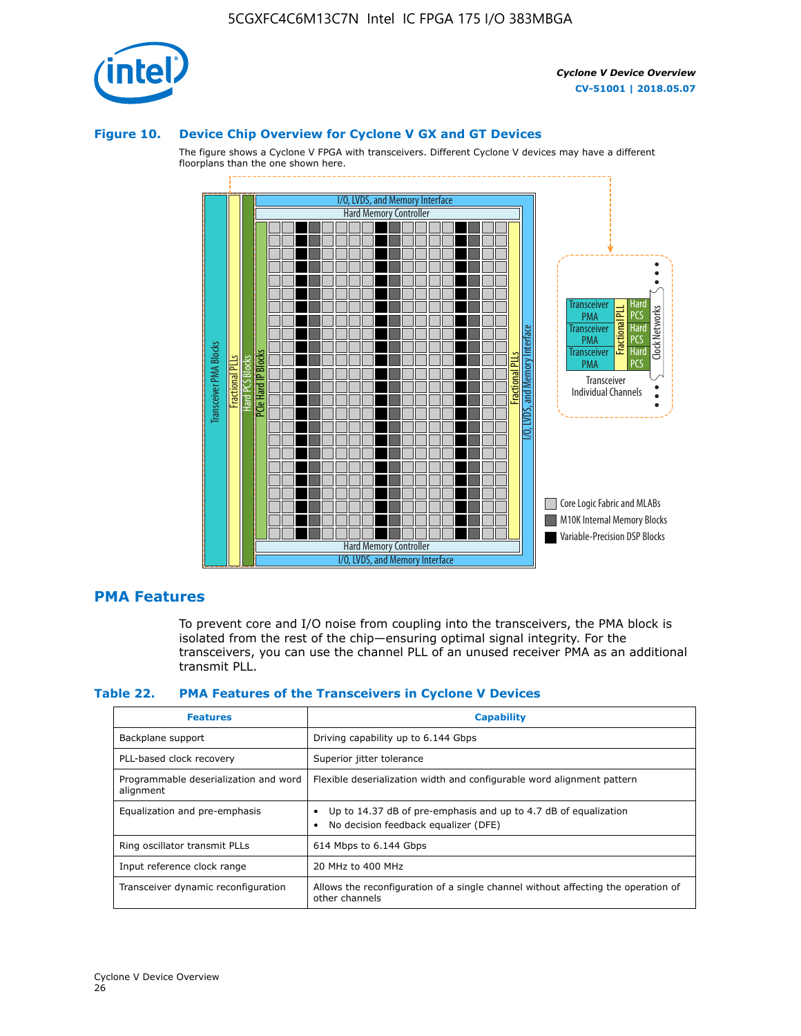**Figure 10. Device Chip Overview for Cyclone V GX and GT Devices**

The figure shows a Cyclone V FPGA with transceivers. Different Cyclone V devices may have a different floorplans than the one shown here.

## PMA Features

To prevent core and I/O noise from coupling into the transceivers, the PMA block is isolated from the rest of the chip—ensuring optimal signal integrity. For the transceivers, you can use the channel PLL of an unused receiver PMA as an additional transmit PLL.

**Table 22. PMA Features of the Transceivers in Cyclone V Devices**

| Features | Capability |
|---|---|
| Backplane support | Driving capability up to 6.144 Gbps |
| PLL-based clock recovery | Superior jitter tolerance |
| Programmable deserialization and word alignment | Flexible deserialization width and configurable word alignment pattern |
| Equalization and pre-emphasis | • Up to 14.37 dB of pre-emphasis and up to 4.7 dB of equalization<br>• No decision feedback equalizer (DFE) |
| Ring oscillator transmit PLLs | 614 Mbps to 6.144 Gbps |
| Input reference clock range | 20 MHz to 400 MHz |
| Transceiver dynamic reconfiguration | Allows the reconfiguration of a single channel without affecting the operation of other channels |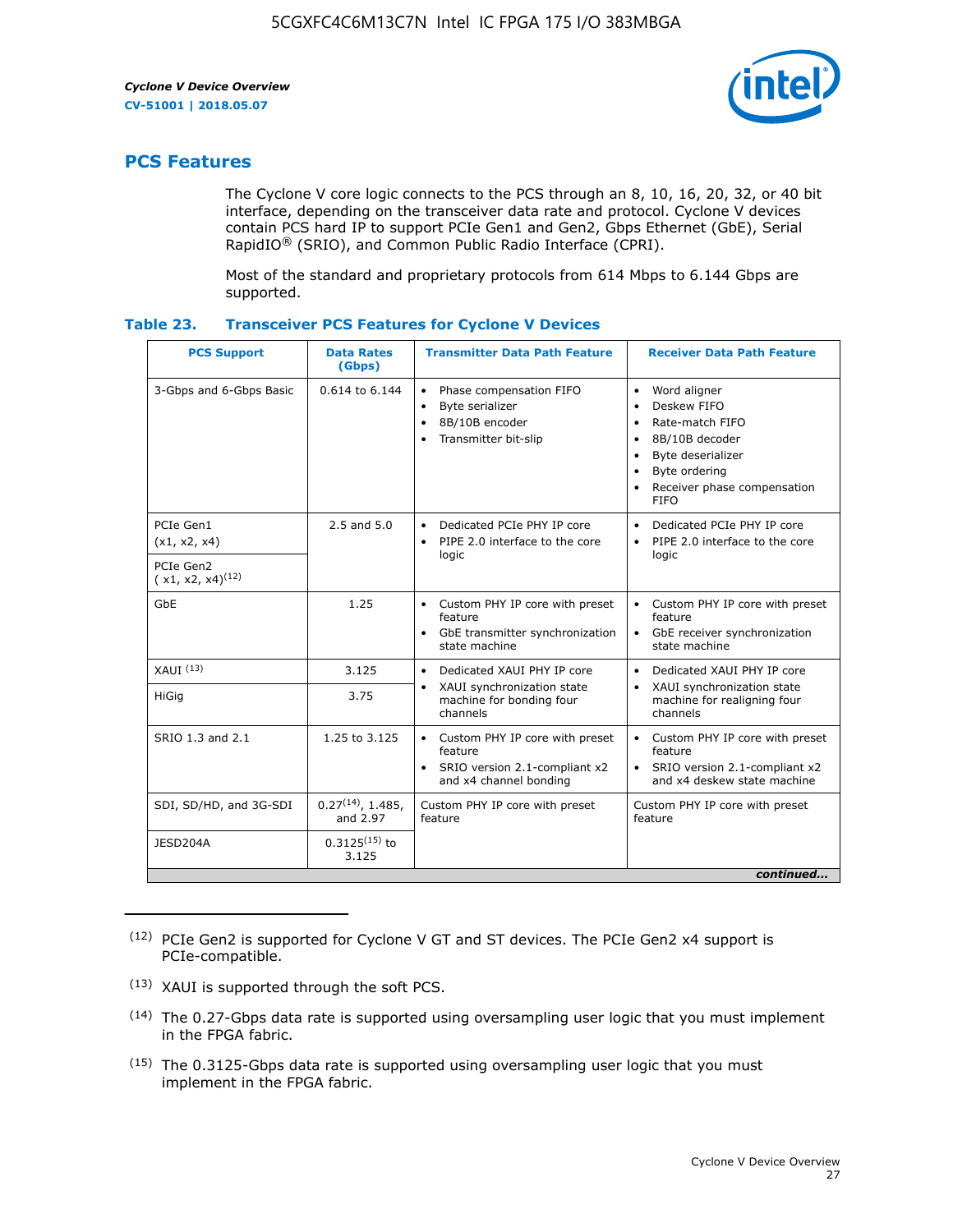## PCS Features

The Cyclone V core logic connects to the PCS through an 8, 10, 16, 20, 32, or 40 bit interface, depending on the transceiver data rate and protocol. Cyclone V devices contain PCS hard IP to support PCIe Gen1 and Gen2, Gbps Ethernet (GbE), Serial RapidIO® (SRIO), and Common Public Radio Interface (CPRI).

Most of the standard and proprietary protocols from 614 Mbps to 6.144 Gbps are supported.

**Table 23. Transceiver PCS Features for Cyclone V Devices**

| PCS Support | Data Rates (Gbps) | Transmitter Data Path Feature | Receiver Data Path Feature |
|---|---|---|---|
| 3-Gbps and 6-Gbps Basic | 0.614 to 6.144 | • Phase compensation FIFO<br>• Byte serializer<br>• 8B/10B encoder<br>• Transmitter bit-slip | • Word aligner<br>• Deskew FIFO<br>• Rate-match FIFO<br>• 8B/10B decoder<br>• Byte deserializer<br>• Byte ordering<br>• Receiver phase compensation FIFO |
| PCIe Gen1 (x1, x2, x4) | 2.5 and 5.0 | • Dedicated PCIe PHY IP core<br>• PIPE 2.0 interface to the core logic | • Dedicated PCIe PHY IP core<br>• PIPE 2.0 interface to the core logic |
| PCIe Gen2 ( x1, x2, x4)(12) | | | |
| GbE | 1.25 | • Custom PHY IP core with preset feature<br>• GbE transmitter synchronization state machine | • Custom PHY IP core with preset feature<br>• GbE receiver synchronization state machine |
| XAUI (13) | 3.125 | • Dedicated XAUI PHY IP core<br>• XAUI synchronization state machine for bonding four channels | • Dedicated XAUI PHY IP core<br>• XAUI synchronization state machine for realigning four channels |
| HiGig | 3.75 | | |
| SRIO 1.3 and 2.1 | 1.25 to 3.125 | • Custom PHY IP core with preset feature<br>• SRIO version 2.1-compliant x2 and x4 channel bonding | • Custom PHY IP core with preset feature<br>• SRIO version 2.1-compliant x2 and x4 deskew state machine |
| SDI, SD/HD, and 3G-SDI | 0.27(14), 1.485, and 2.97 | Custom PHY IP core with preset feature | Custom PHY IP core with preset feature |
| JESD204A | 0.3125(15) to 3.125 | | |

*continued...*

(12) PCIe Gen2 is supported for Cyclone V GT and ST devices. The PCIe Gen2 x4 support is PCIe-compatible.

(13) XAUI is supported through the soft PCS.

(14) The 0.27-Gbps data rate is supported using oversampling user logic that you must implement in the FPGA fabric.

(15) The 0.3125-Gbps data rate is supported using oversampling user logic that you must implement in the FPGA fabric.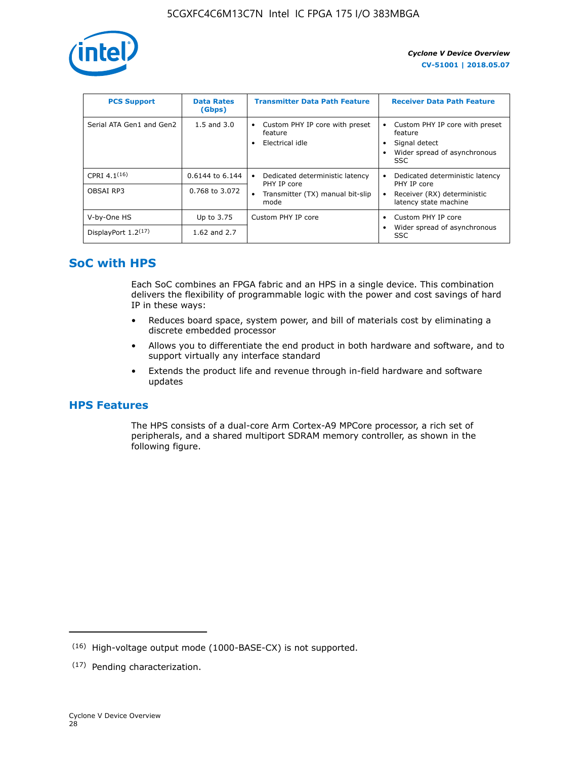| PCS Support | Data Rates (Gbps) | Transmitter Data Path Feature | Receiver Data Path Feature |
|---|---|---|---|
| Serial ATA Gen1 and Gen2 | 1.5 and 3.0 | • Custom PHY IP core with preset feature<br>• Electrical idle | • Custom PHY IP core with preset feature<br>• Signal detect<br>• Wider spread of asynchronous SSC |
| CPRI 4.1[16] | 0.6144 to 6.144 | • Dedicated deterministic latency PHY IP core<br>• Transmitter (TX) manual bit-slip mode | • Dedicated deterministic latency PHY IP core<br>• Receiver (RX) deterministic latency state machine |
| OBSAI RP3 | 0.768 to 3.072 | | |
| V-by-One HS | Up to 3.75 | Custom PHY IP core | • Custom PHY IP core<br>• Wider spread of asynchronous SSC |
| DisplayPort 1.2[17] | 1.62 and 2.7 | | |

## SoC with HPS

Each SoC combines an FPGA fabric and an HPS in a single device. This combination delivers the flexibility of programmable logic with the power and cost savings of hard IP in these ways:

- Reduces board space, system power, and bill of materials cost by eliminating a discrete embedded processor
- Allows you to differentiate the end product in both hardware and software, and to support virtually any interface standard
- Extends the product life and revenue through in-field hardware and software updates

## HPS Features

The HPS consists of a dual-core Arm Cortex-A9 MPCore processor, a rich set of peripherals, and a shared multiport SDRAM memory controller, as shown in the following figure.

(16) High-voltage output mode (1000-BASE-CX) is not supported.

(17) Pending characterization.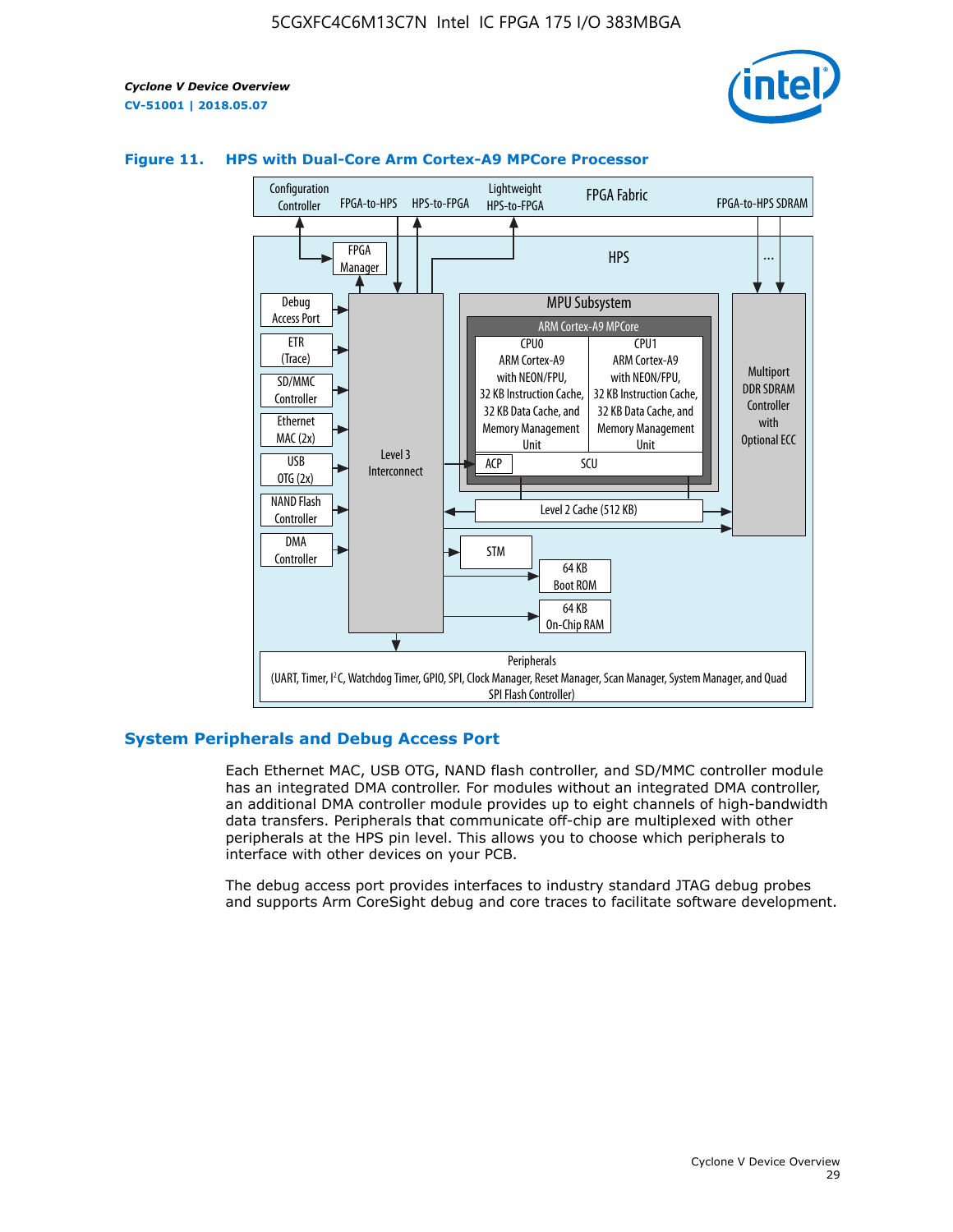**Figure 11. HPS with Dual-Core Arm Cortex-A9 MPCore Processor**

## System Peripherals and Debug Access Port

Each Ethernet MAC, USB OTG, NAND flash controller, and SD/MMC controller module has an integrated DMA controller. For modules without an integrated DMA controller, an additional DMA controller module provides up to eight channels of high-bandwidth data transfers. Peripherals that communicate off-chip are multiplexed with other peripherals at the HPS pin level. This allows you to choose which peripherals to interface with other devices on your PCB.

The debug access port provides interfaces to industry standard JTAG debug probes and supports Arm CoreSight debug and core traces to facilitate software development.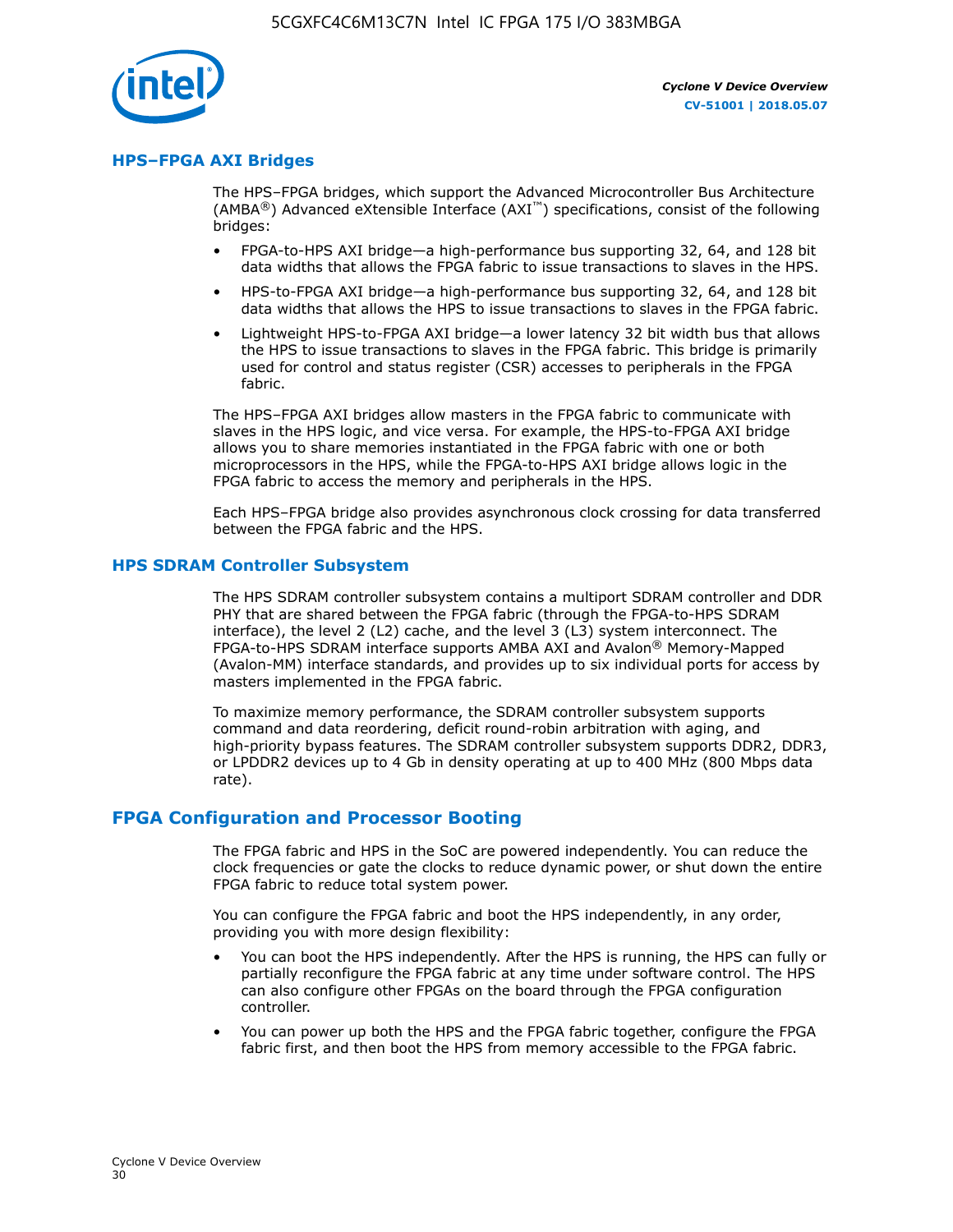## HPS–FPGA AXI Bridges

The HPS–FPGA bridges, which support the Advanced Microcontroller Bus Architecture (AMBA®) Advanced eXtensible Interface (AXI™) specifications, consist of the following bridges:

- FPGA-to-HPS AXI bridge—a high-performance bus supporting 32, 64, and 128 bit data widths that allows the FPGA fabric to issue transactions to slaves in the HPS.
- HPS-to-FPGA AXI bridge—a high-performance bus supporting 32, 64, and 128 bit data widths that allows the HPS to issue transactions to slaves in the FPGA fabric.
- Lightweight HPS-to-FPGA AXI bridge—a lower latency 32 bit width bus that allows the HPS to issue transactions to slaves in the FPGA fabric. This bridge is primarily used for control and status register (CSR) accesses to peripherals in the FPGA fabric.

The HPS–FPGA AXI bridges allow masters in the FPGA fabric to communicate with slaves in the HPS logic, and vice versa. For example, the HPS-to-FPGA AXI bridge allows you to share memories instantiated in the FPGA fabric with one or both microprocessors in the HPS, while the FPGA-to-HPS AXI bridge allows logic in the FPGA fabric to access the memory and peripherals in the HPS.

Each HPS–FPGA bridge also provides asynchronous clock crossing for data transferred between the FPGA fabric and the HPS.

## HPS SDRAM Controller Subsystem

The HPS SDRAM controller subsystem contains a multiport SDRAM controller and DDR PHY that are shared between the FPGA fabric (through the FPGA-to-HPS SDRAM interface), the level 2 (L2) cache, and the level 3 (L3) system interconnect. The FPGA-to-HPS SDRAM interface supports AMBA AXI and Avalon® Memory-Mapped (Avalon-MM) interface standards, and provides up to six individual ports for access by masters implemented in the FPGA fabric.

To maximize memory performance, the SDRAM controller subsystem supports command and data reordering, deficit round-robin arbitration with aging, and high-priority bypass features. The SDRAM controller subsystem supports DDR2, DDR3, or LPDDR2 devices up to 4 Gb in density operating at up to 400 MHz (800 Mbps data rate).

# FPGA Configuration and Processor Booting

The FPGA fabric and HPS in the SoC are powered independently. You can reduce the clock frequencies or gate the clocks to reduce dynamic power, or shut down the entire FPGA fabric to reduce total system power.

You can configure the FPGA fabric and boot the HPS independently, in any order, providing you with more design flexibility:

- You can boot the HPS independently. After the HPS is running, the HPS can fully or partially reconfigure the FPGA fabric at any time under software control. The HPS can also configure other FPGAs on the board through the FPGA configuration controller.
- You can power up both the HPS and the FPGA fabric together, configure the FPGA fabric first, and then boot the HPS from memory accessible to the FPGA fabric.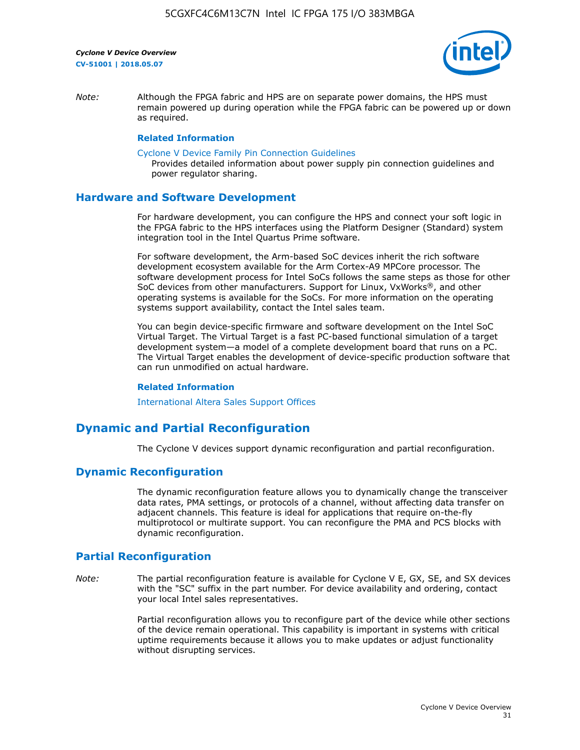*Note:* Although the FPGA fabric and HPS are on separate power domains, the HPS must remain powered up during operation while the FPGA fabric can be powered up or down as required.

**Related Information**

Cyclone V Device Family Pin Connection Guidelines
Provides detailed information about power supply pin connection guidelines and power regulator sharing.

## Hardware and Software Development

For hardware development, you can configure the HPS and connect your soft logic in the FPGA fabric to the HPS interfaces using the Platform Designer (Standard) system integration tool in the Intel Quartus Prime software.

For software development, the Arm-based SoC devices inherit the rich software development ecosystem available for the Arm Cortex-A9 MPCore processor. The software development process for Intel SoCs follows the same steps as those for other SoC devices from other manufacturers. Support for Linux, VxWorks®, and other operating systems is available for the SoCs. For more information on the operating systems support availability, contact the Intel sales team.

You can begin device-specific firmware and software development on the Intel SoC Virtual Target. The Virtual Target is a fast PC-based functional simulation of a target development system—a model of a complete development board that runs on a PC. The Virtual Target enables the development of device-specific production software that can run unmodified on actual hardware.

**Related Information**

International Altera Sales Support Offices

## Dynamic and Partial Reconfiguration

The Cyclone V devices support dynamic reconfiguration and partial reconfiguration.

### Dynamic Reconfiguration

The dynamic reconfiguration feature allows you to dynamically change the transceiver data rates, PMA settings, or protocols of a channel, without affecting data transfer on adjacent channels. This feature is ideal for applications that require on-the-fly multiprotocol or multirate support. You can reconfigure the PMA and PCS blocks with dynamic reconfiguration.

### Partial Reconfiguration

*Note:* The partial reconfiguration feature is available for Cyclone V E, GX, SE, and SX devices with the "SC" suffix in the part number. For device availability and ordering, contact your local Intel sales representatives.

Partial reconfiguration allows you to reconfigure part of the device while other sections of the device remain operational. This capability is important in systems with critical uptime requirements because it allows you to make updates or adjust functionality without disrupting services.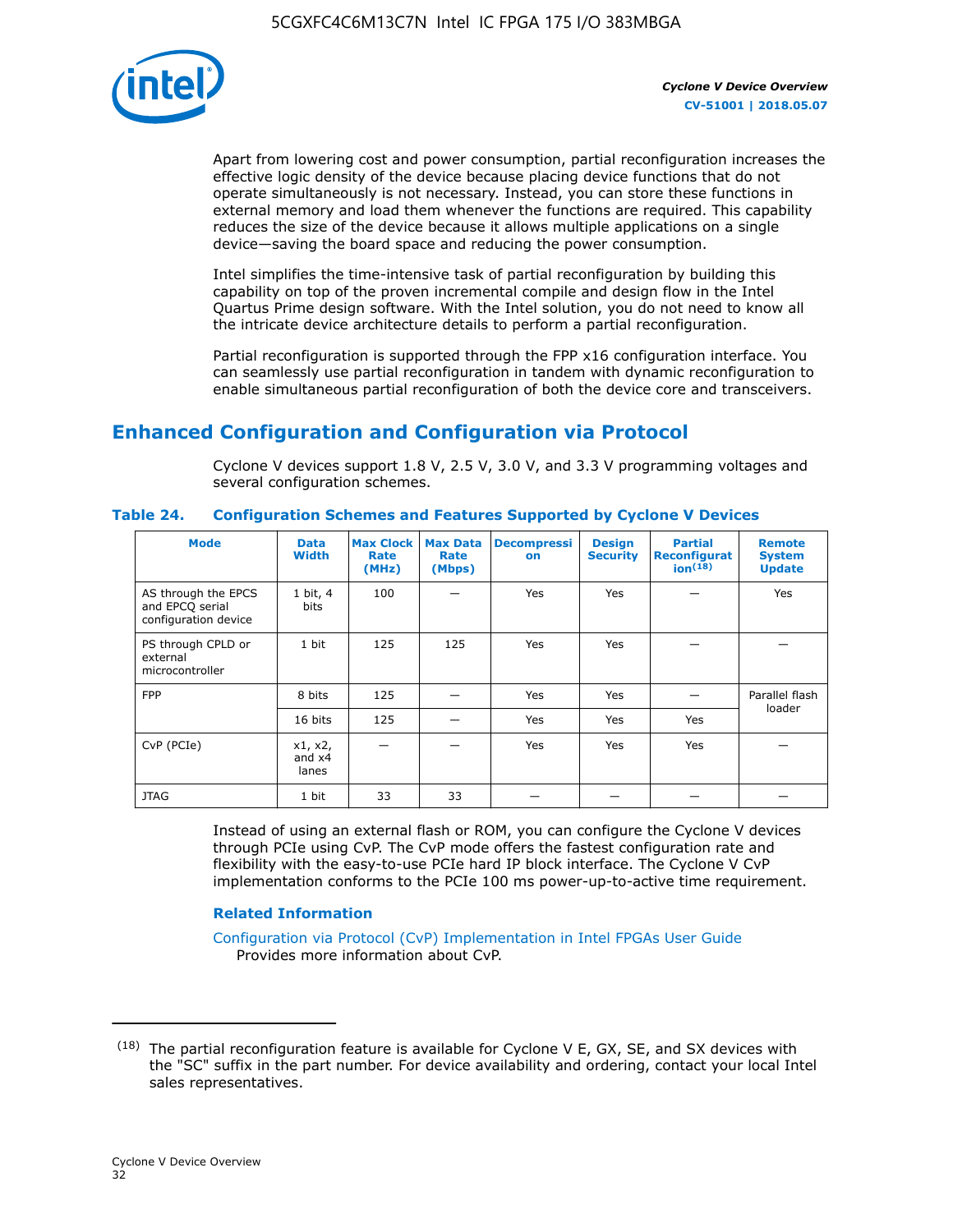Apart from lowering cost and power consumption, partial reconfiguration increases the effective logic density of the device because placing device functions that do not operate simultaneously is not necessary. Instead, you can store these functions in external memory and load them whenever the functions are required. This capability reduces the size of the device because it allows multiple applications on a single device—saving the board space and reducing the power consumption.

Intel simplifies the time-intensive task of partial reconfiguration by building this capability on top of the proven incremental compile and design flow in the Intel Quartus Prime design software. With the Intel solution, you do not need to know all the intricate device architecture details to perform a partial reconfiguration.

Partial reconfiguration is supported through the FPP x16 configuration interface. You can seamlessly use partial reconfiguration in tandem with dynamic reconfiguration to enable simultaneous partial reconfiguration of both the device core and transceivers.

## Enhanced Configuration and Configuration via Protocol

Cyclone V devices support 1.8 V, 2.5 V, 3.0 V, and 3.3 V programming voltages and several configuration schemes.

**Table 24. Configuration Schemes and Features Supported by Cyclone V Devices**

| Mode | Data Width | Max Clock Rate (MHz) | Max Data Rate (Mbps) | Decompression | Design Security | Partial Reconfiguration[18] | Remote System Update |
|---|---|---|---|---|---|---|---|
| AS through the EPCS and EPCQ serial configuration device | 1 bit, 4 bits | 100 | — | Yes | Yes | — | Yes |
| PS through CPLD or external microcontroller | 1 bit | 125 | 125 | Yes | Yes | — | — |
| FPP | 8 bits | 125 | — | Yes | Yes | — | Parallel flash loader |
| | 16 bits | 125 | — | Yes | Yes | Yes | |
| CvP (PCIe) | x1, x2, and x4 lanes | — | — | Yes | Yes | Yes | — |
| JTAG | 1 bit | 33 | 33 | — | — | — | — |

Instead of using an external flash or ROM, you can configure the Cyclone V devices through PCIe using CvP. The CvP mode offers the fastest configuration rate and flexibility with the easy-to-use PCIe hard IP block interface. The Cyclone V CvP implementation conforms to the PCIe 100 ms power-up-to-active time requirement.

### Related Information

Configuration via Protocol (CvP) Implementation in Intel FPGAs User Guide
Provides more information about CvP.

---

(18) The partial reconfiguration feature is available for Cyclone V E, GX, SE, and SX devices with the "SC" suffix in the part number. For device availability and ordering, contact your local Intel sales representatives.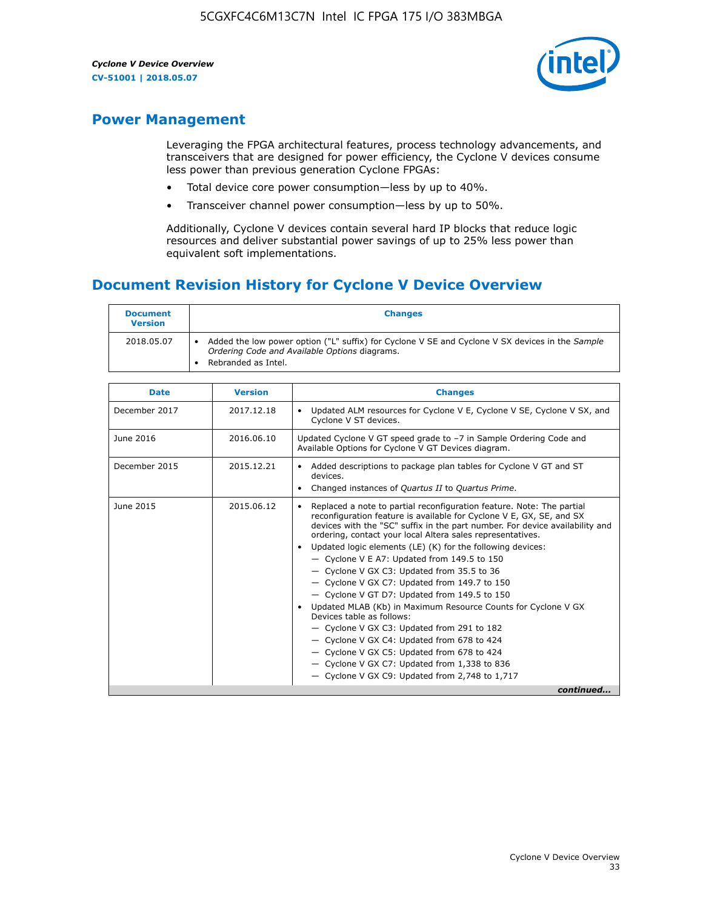## Power Management

Leveraging the FPGA architectural features, process technology advancements, and transceivers that are designed for power efficiency, the Cyclone V devices consume less power than previous generation Cyclone FPGAs:

- Total device core power consumption—less by up to 40%.
- Transceiver channel power consumption—less by up to 50%.

Additionally, Cyclone V devices contain several hard IP blocks that reduce logic resources and deliver substantial power savings of up to 25% less power than equivalent soft implementations.

## Document Revision History for Cyclone V Device Overview

| Document Version | Changes |
| --- | --- |
| 2018.05.07 | • Added the low power option ("L" suffix) for Cyclone V SE and Cyclone V SX devices in the *Sample Ordering Code and Available Options* diagrams.<br>• Rebranded as Intel. |

| Date | Version | Changes |
| --- | --- | --- |
| December 2017 | 2017.12.18 | • Updated ALM resources for Cyclone V E, Cyclone V SE, Cyclone V SX, and Cyclone V ST devices. |
| June 2016 | 2016.06.10 | Updated Cyclone V GT speed grade to –7 in Sample Ordering Code and Available Options for Cyclone V GT Devices diagram. |
| December 2015 | 2015.12.21 | • Added descriptions to package plan tables for Cyclone V GT and ST devices.<br>• Changed instances of *Quartus II* to *Quartus Prime*. |
| June 2015 | 2015.06.12 | • Replaced a note to partial reconfiguration feature. Note: The partial reconfiguration feature is available for Cyclone V E, GX, SE, and SX devices with the "SC" suffix in the part number. For device availability and ordering, contact your local Altera sales representatives.<br>• Updated logic elements (LE) (K) for the following devices:<br>— Cyclone V E A7: Updated from 149.5 to 150<br>— Cyclone V GX C3: Updated from 35.5 to 36<br>— Cyclone V GX C7: Updated from 149.7 to 150<br>— Cyclone V GT D7: Updated from 149.5 to 150<br>• Updated MLAB (Kb) in Maximum Resource Counts for Cyclone V GX Devices table as follows:<br>— Cyclone V GX C3: Updated from 291 to 182<br>— Cyclone V GX C4: Updated from 678 to 424<br>— Cyclone V GX C5: Updated from 678 to 424<br>— Cyclone V GX C7: Updated from 1,338 to 836<br>— Cyclone V GX C9: Updated from 2,748 to 1,717 |

*continued...*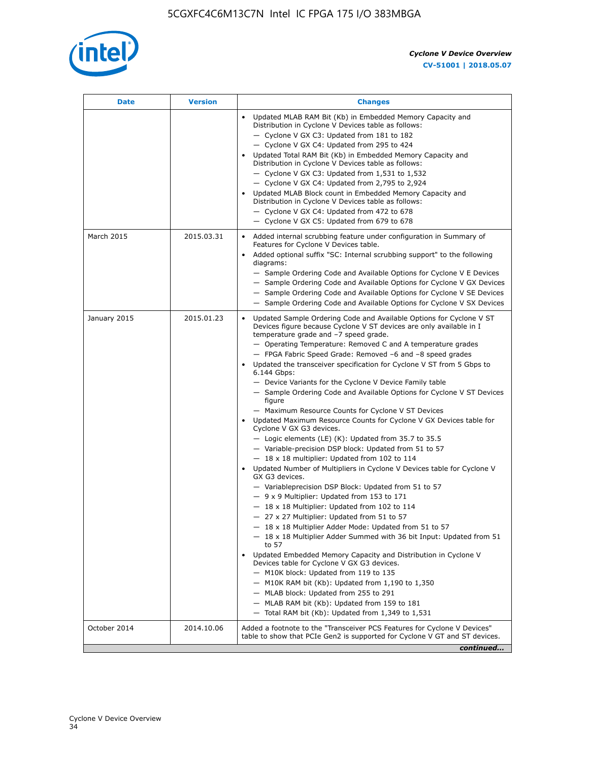| Date | Version | Changes |
|---|---|---|
| | | • Updated MLAB RAM Bit (Kb) in Embedded Memory Capacity and Distribution in Cyclone V Devices table as follows:<br>— Cyclone V GX C3: Updated from 181 to 182<br>— Cyclone V GX C4: Updated from 295 to 424<br>• Updated Total RAM Bit (Kb) in Embedded Memory Capacity and Distribution in Cyclone V Devices table as follows:<br>— Cyclone V GX C3: Updated from 1,531 to 1,532<br>— Cyclone V GX C4: Updated from 2,795 to 2,924<br>• Updated MLAB Block count in Embedded Memory Capacity and Distribution in Cyclone V Devices table as follows:<br>— Cyclone V GX C4: Updated from 472 to 678<br>— Cyclone V GX C5: Updated from 679 to 678 |
| March 2015 | 2015.03.31 | • Added internal scrubbing feature under configuration in Summary of Features for Cyclone V Devices table.<br>• Added optional suffix "SC: Internal scrubbing support" to the following diagrams:<br>— Sample Ordering Code and Available Options for Cyclone V E Devices<br>— Sample Ordering Code and Available Options for Cyclone V GX Devices<br>— Sample Ordering Code and Available Options for Cyclone V SE Devices<br>— Sample Ordering Code and Available Options for Cyclone V SX Devices |
| January 2015 | 2015.01.23 | • Updated Sample Ordering Code and Available Options for Cyclone V ST Devices figure because Cyclone V ST devices are only available in I temperature grade and –7 speed grade.<br>— Operating Temperature: Removed C and A temperature grades<br>— FPGA Fabric Speed Grade: Removed –6 and –8 speed grades<br>• Updated the transceiver specification for Cyclone V ST from 5 Gbps to 6.144 Gbps:<br>— Device Variants for the Cyclone V Device Family table<br>— Sample Ordering Code and Available Options for Cyclone V ST Devices figure<br>— Maximum Resource Counts for Cyclone V ST Devices<br>• Updated Maximum Resource Counts for Cyclone V GX Devices table for Cyclone V GX G3 devices.<br>— Logic elements (LE) (K): Updated from 35.7 to 35.5<br>— Variable-precision DSP block: Updated from 51 to 57<br>— 18 x 18 multiplier: Updated from 102 to 114<br>• Updated Number of Multipliers in Cyclone V Devices table for Cyclone V GX G3 devices.<br>— Variableprecision DSP Block: Updated from 51 to 57<br>— 9 x 9 Multiplier: Updated from 153 to 171<br>— 18 x 18 Multiplier: Updated from 102 to 114<br>— 27 x 27 Multiplier: Updated from 51 to 57<br>— 18 x 18 Multiplier Adder Mode: Updated from 51 to 57<br>— 18 x 18 Multiplier Adder Summed with 36 bit Input: Updated from 51 to 57<br>• Updated Embedded Memory Capacity and Distribution in Cyclone V Devices table for Cyclone V GX G3 devices.<br>— M10K block: Updated from 119 to 135<br>— M10K RAM bit (Kb): Updated from 1,190 to 1,350<br>— MLAB block: Updated from 255 to 291<br>— MLAB RAM bit (Kb): Updated from 159 to 181<br>— Total RAM bit (Kb): Updated from 1,349 to 1,531 |
| October 2014 | 2014.10.06 | Added a footnote to the "Transceiver PCS Features for Cyclone V Devices" table to show that PCIe Gen2 is supported for Cyclone V GT and ST devices. |

*continued...*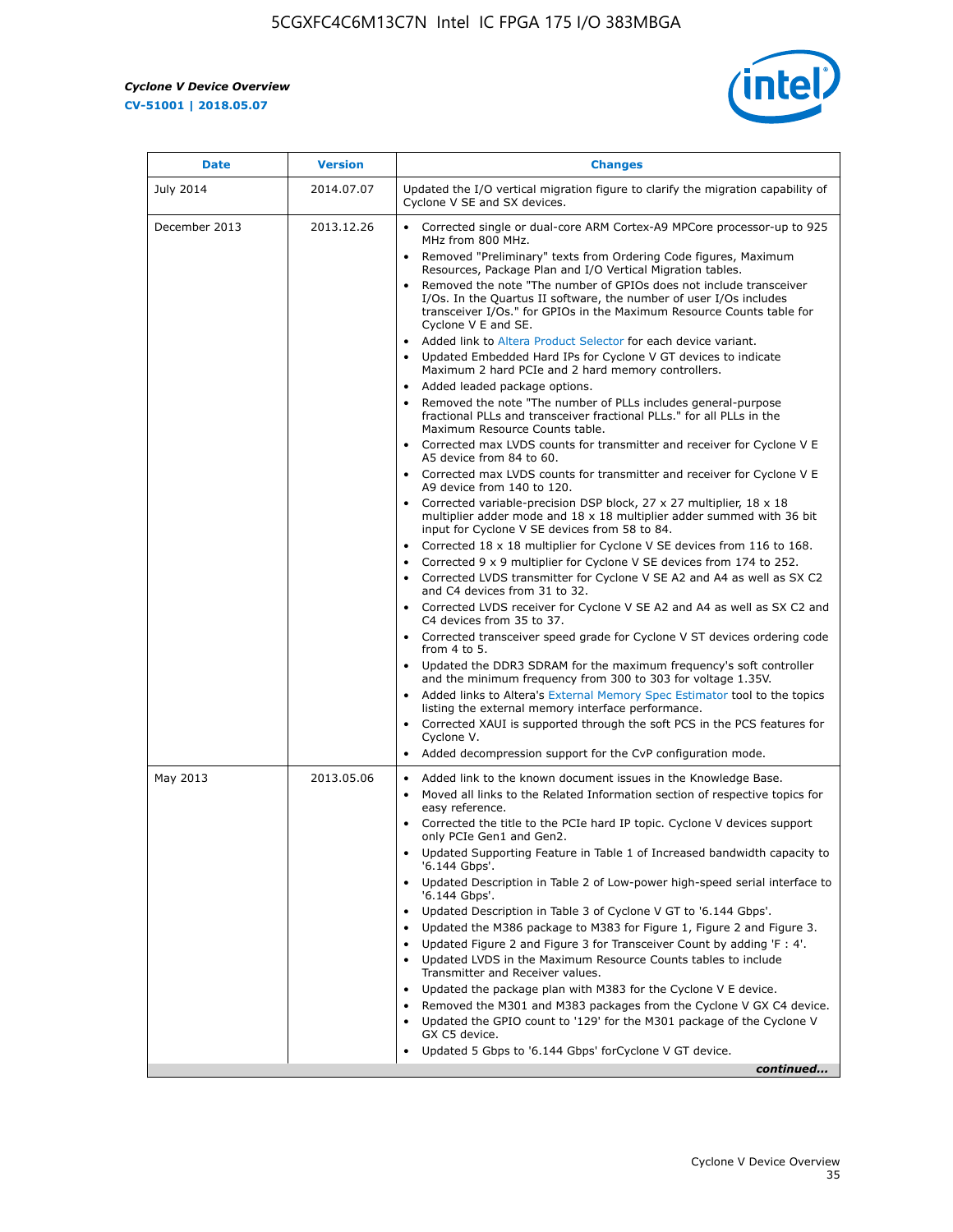| Date | Version | Changes |
|---|---|---|
| July 2014 | 2014.07.07 | Updated the I/O vertical migration figure to clarify the migration capability of Cyclone V SE and SX devices. |
| December 2013 | 2013.12.26 | • Corrected single or dual-core ARM Cortex-A9 MPCore processor-up to 925 MHz from 800 MHz.<br>• Removed "Preliminary" texts from Ordering Code figures, Maximum Resources, Package Plan and I/O Vertical Migration tables.<br>• Removed the note "The number of GPIOs does not include transceiver I/Os. In the Quartus II software, the number of user I/Os includes transceiver I/Os." for GPIOs in the Maximum Resource Counts table for Cyclone V E and SE.<br>• Added link to Altera Product Selector for each device variant.<br>• Updated Embedded Hard IPs for Cyclone V GT devices to indicate Maximum 2 hard PCIe and 2 hard memory controllers.<br>• Added leaded package options.<br>• Removed the note "The number of PLLs includes general-purpose fractional PLLs and transceiver fractional PLLs." for all PLLs in the Maximum Resource Counts table.<br>• Corrected max LVDS counts for transmitter and receiver for Cyclone V E A5 device from 84 to 60.<br>• Corrected max LVDS counts for transmitter and receiver for Cyclone V E A9 device from 140 to 120.<br>• Corrected variable-precision DSP block, 27 x 27 multiplier, 18 x 18 multiplier adder mode and 18 x 18 multiplier adder summed with 36 bit input for Cyclone V SE devices from 58 to 84.<br>• Corrected 18 x 18 multiplier for Cyclone V SE devices from 116 to 168.<br>• Corrected 9 x 9 multiplier for Cyclone V SE devices from 174 to 252.<br>• Corrected LVDS transmitter for Cyclone V SE A2 and A4 as well as SX C2 and C4 devices from 31 to 32.<br>• Corrected LVDS receiver for Cyclone V SE A2 and A4 as well as SX C2 and C4 devices from 35 to 37.<br>• Corrected transceiver speed grade for Cyclone V ST devices ordering code from 4 to 5.<br>• Updated the DDR3 SDRAM for the maximum frequency's soft controller and the minimum frequency from 300 to 303 for voltage 1.35V.<br>• Added links to Altera's External Memory Spec Estimator tool to the topics listing the external memory interface performance.<br>• Corrected XAUI is supported through the soft PCS in the PCS features for Cyclone V.<br>• Added decompression support for the CvP configuration mode. |
| May 2013 | 2013.05.06 | • Added link to the known document issues in the Knowledge Base.<br>• Moved all links to the Related Information section of respective topics for easy reference.<br>• Corrected the title to the PCIe hard IP topic. Cyclone V devices support only PCIe Gen1 and Gen2.<br>• Updated Supporting Feature in Table 1 of Increased bandwidth capacity to '6.144 Gbps'.<br>• Updated Description in Table 2 of Low-power high-speed serial interface to '6.144 Gbps'.<br>• Updated Description in Table 3 of Cyclone V GT to '6.144 Gbps'.<br>• Updated the M386 package to M383 for Figure 1, Figure 2 and Figure 3.<br>• Updated Figure 2 and Figure 3 for Transceiver Count by adding 'F : 4'.<br>• Updated LVDS in the Maximum Resource Counts tables to include Transmitter and Receiver values.<br>• Updated the package plan with M383 for the Cyclone V E device.<br>• Removed the M301 and M383 packages from the Cyclone V GX C4 device.<br>• Updated the GPIO count to '129' for the M301 package of the Cyclone V GX C5 device.<br>• Updated 5 Gbps to '6.144 Gbps' forCyclone V GT device. |

*continued...*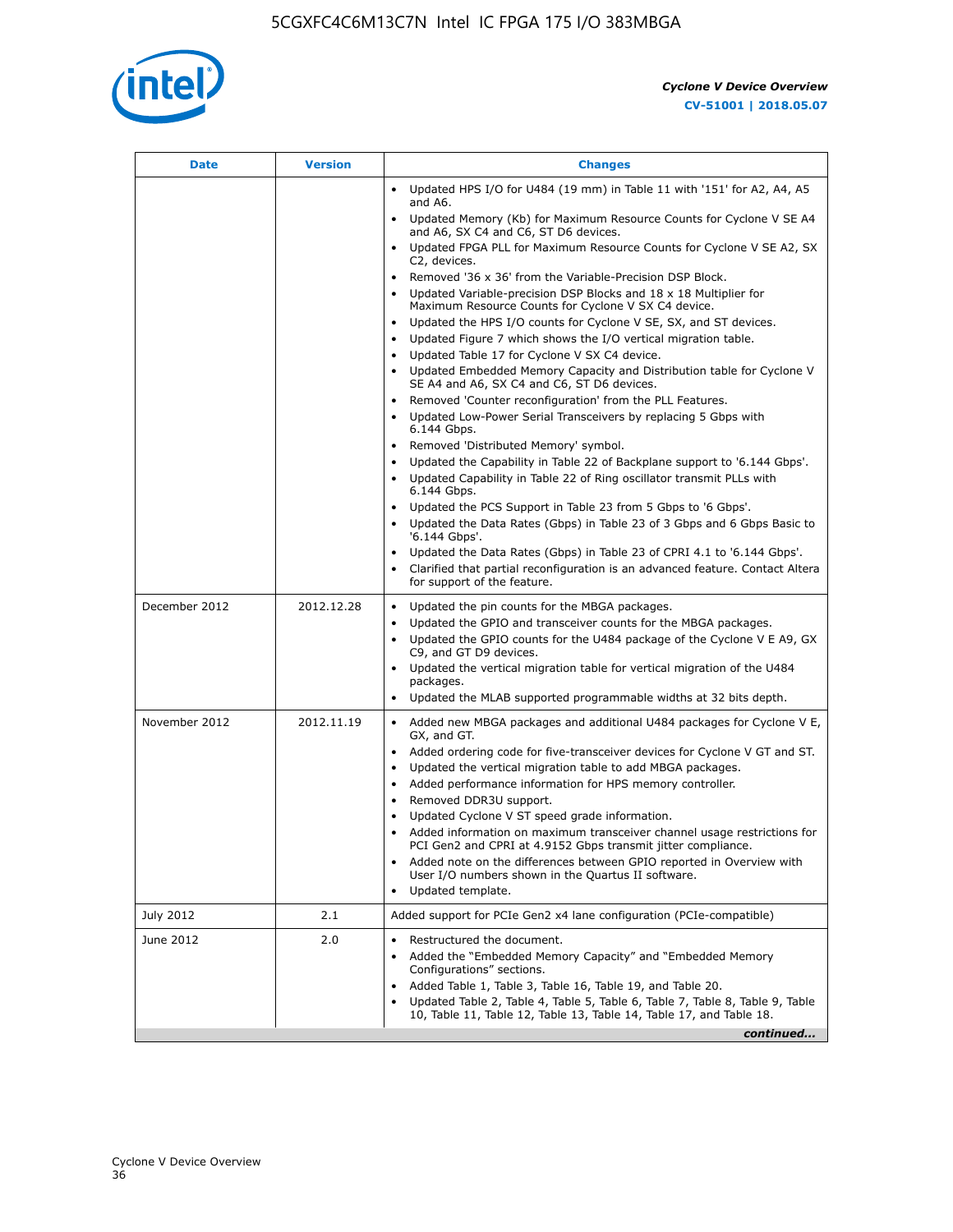| Date | Version | Changes |
| --- | --- | --- |
| | | • Updated HPS I/O for U484 (19 mm) in Table 11 with '151' for A2, A4, A5 and A6.<br>• Updated Memory (Kb) for Maximum Resource Counts for Cyclone V SE A4 and A6, SX C4 and C6, ST D6 devices.<br>• Updated FPGA PLL for Maximum Resource Counts for Cyclone V SE A2, SX C2, devices.<br>• Removed '36 x 36' from the Variable-Precision DSP Block.<br>• Updated Variable-precision DSP Blocks and 18 x 18 Multiplier for Maximum Resource Counts for Cyclone V SX C4 device.<br>• Updated the HPS I/O counts for Cyclone V SE, SX, and ST devices.<br>• Updated Figure 7 which shows the I/O vertical migration table.<br>• Updated Table 17 for Cyclone V SX C4 device.<br>• Updated Embedded Memory Capacity and Distribution table for Cyclone V SE A4 and A6, SX C4 and C6, ST D6 devices.<br>• Removed 'Counter reconfiguration' from the PLL Features.<br>• Updated Low-Power Serial Transceivers by replacing 5 Gbps with 6.144 Gbps.<br>• Removed 'Distributed Memory' symbol.<br>• Updated the Capability in Table 22 of Backplane support to '6.144 Gbps'.<br>• Updated Capability in Table 22 of Ring oscillator transmit PLLs with 6.144 Gbps.<br>• Updated the PCS Support in Table 23 from 5 Gbps to '6 Gbps'.<br>• Updated the Data Rates (Gbps) in Table 23 of 3 Gbps and 6 Gbps Basic to '6.144 Gbps'.<br>• Updated the Data Rates (Gbps) in Table 23 of CPRI 4.1 to '6.144 Gbps'.<br>• Clarified that partial reconfiguration is an advanced feature. Contact Altera for support of the feature. |
| December 2012 | 2012.12.28 | • Updated the pin counts for the MBGA packages.<br>• Updated the GPIO and transceiver counts for the MBGA packages.<br>• Updated the GPIO counts for the U484 package of the Cyclone V E A9, GX C9, and GT D9 devices.<br>• Updated the vertical migration table for vertical migration of the U484 packages.<br>• Updated the MLAB supported programmable widths at 32 bits depth. |
| November 2012 | 2012.11.19 | • Added new MBGA packages and additional U484 packages for Cyclone V E, GX, and GT.<br>• Added ordering code for five-transceiver devices for Cyclone V GT and ST.<br>• Updated the vertical migration table to add MBGA packages.<br>• Added performance information for HPS memory controller.<br>• Removed DDR3U support.<br>• Updated Cyclone V ST speed grade information.<br>• Added information on maximum transceiver channel usage restrictions for PCI Gen2 and CPRI at 4.9152 Gbps transmit jitter compliance.<br>• Added note on the differences between GPIO reported in Overview with User I/O numbers shown in the Quartus II software.<br>• Updated template. |
| July 2012 | 2.1 | Added support for PCIe Gen2 x4 lane configuration (PCIe-compatible) |
| June 2012 | 2.0 | • Restructured the document.<br>• Added the "Embedded Memory Capacity" and "Embedded Memory Configurations" sections.<br>• Added Table 1, Table 3, Table 16, Table 19, and Table 20.<br>• Updated Table 2, Table 4, Table 5, Table 6, Table 7, Table 8, Table 9, Table 10, Table 11, Table 12, Table 13, Table 14, Table 17, and Table 18. |

*continued...*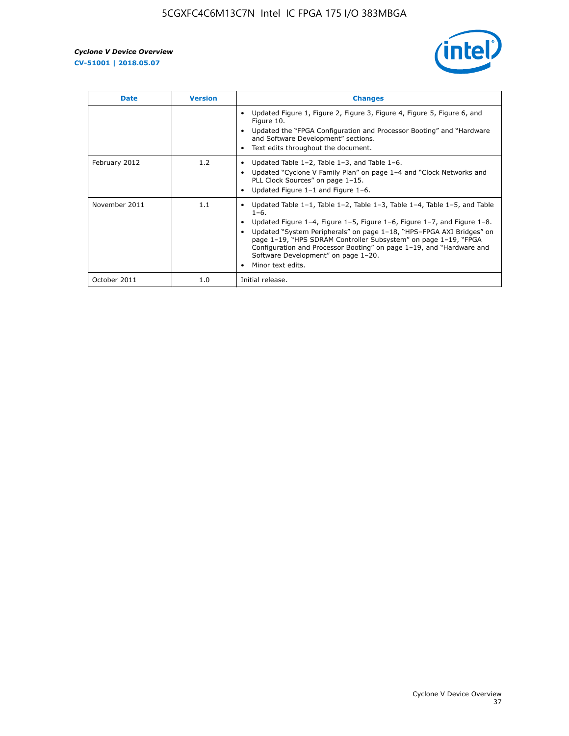| Date | Version | Changes |
| --- | --- | --- |
| | | • Updated Figure 1, Figure 2, Figure 3, Figure 4, Figure 5, Figure 6, and Figure 10.<br>• Updated the "FPGA Configuration and Processor Booting" and "Hardware and Software Development" sections.<br>• Text edits throughout the document. |
| February 2012 | 1.2 | • Updated Table 1–2, Table 1–3, and Table 1–6.<br>• Updated "Cyclone V Family Plan" on page 1–4 and "Clock Networks and PLL Clock Sources" on page 1–15.<br>• Updated Figure 1–1 and Figure 1–6. |
| November 2011 | 1.1 | • Updated Table 1–1, Table 1–2, Table 1–3, Table 1–4, Table 1–5, and Table 1–6.<br>• Updated Figure 1–4, Figure 1–5, Figure 1–6, Figure 1–7, and Figure 1–8.<br>• Updated "System Peripherals" on page 1–18, "HPS–FPGA AXI Bridges" on page 1–19, "HPS SDRAM Controller Subsystem" on page 1–19, "FPGA Configuration and Processor Booting" on page 1–19, and "Hardware and Software Development" on page 1–20.<br>• Minor text edits. |
| October 2011 | 1.0 | Initial release. |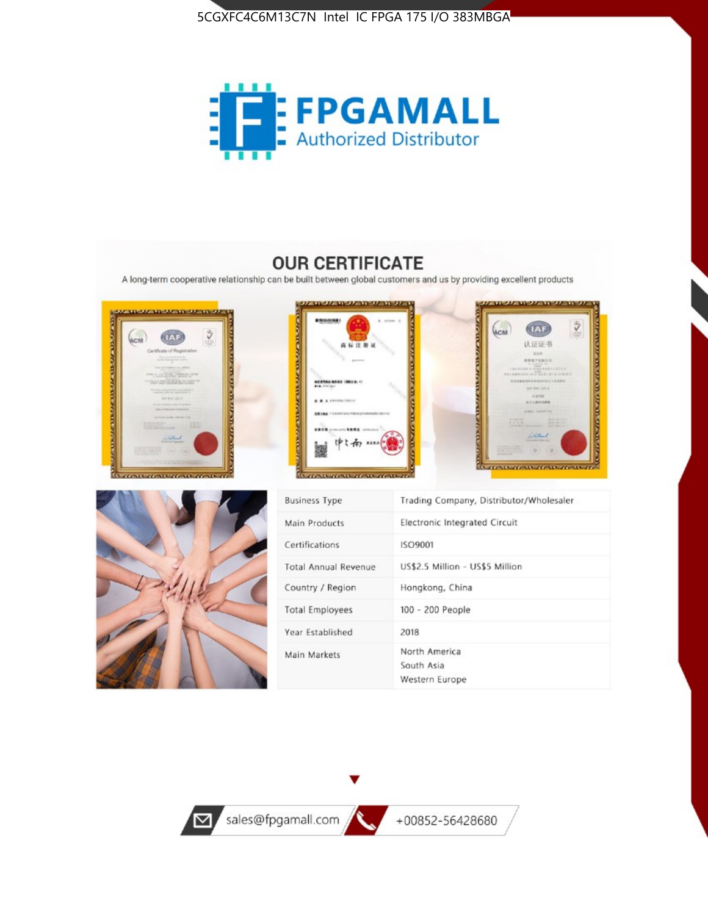# FPGAMALL

Authorized Distributor

## OUR CERTIFICATE

A long-term cooperative relationship can be built between global customers and us by providing excellent products

| | |
|---|---|
| Business Type | Trading Company, Distributor/Wholesaler |
| Main Products | Electronic Integrated Circuit |
| Certifications | ISO9001 |
| Total Annual Revenue | US$2.5 Million - US$5 Million |
| Country / Region | Hongkong, China |
| Total Employees | 100 - 200 People |
| Year Established | 2018 |
| Main Markets | North America<br>South Asia<br>Western Europe |

sales@fpgamall.com

+00852-56428680